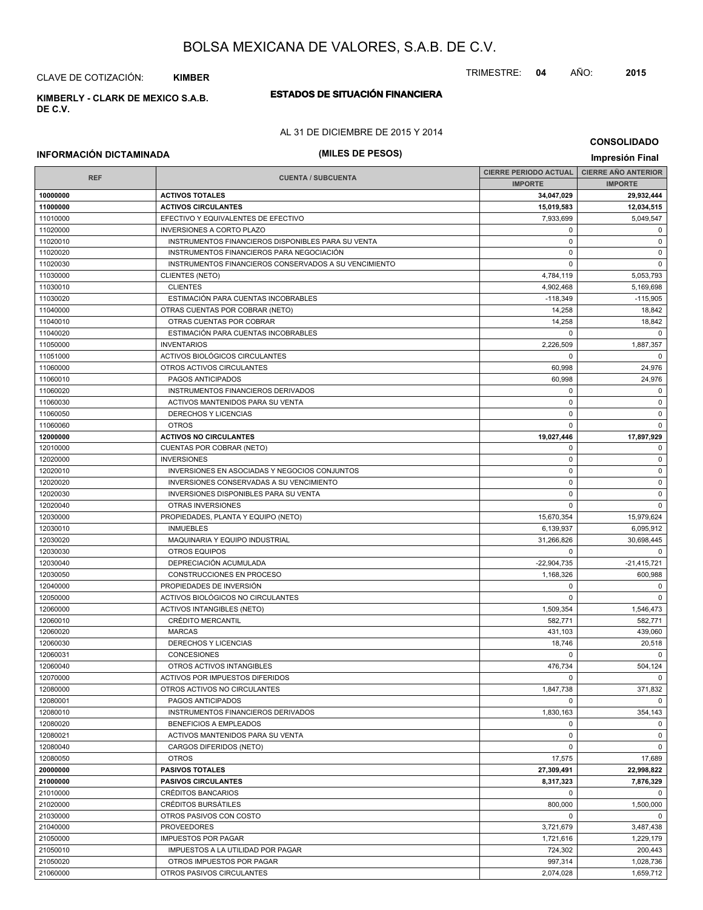# BOLSA MEXICANA DE VALORES, S.A.B. DE C.V.

CLAVE DE COTIZACIÓN: **KIMBER**

TRIMESTRE: **04** AÑO: **2015**

**KIMBERLY - CLARK DE MEXICO S.A.B. DE C.V.**

## ESTADOS DE SITUACIÓN FINANCIERA

AL 31 DE DICIEMBRE DE 2015 Y 2014

**CONSOLIDADO**

**INFORMACIÓN DICTAMINADA**

**(MILES DE PESOS)**

**Impresión Final**

| REF | CUENTA / SUBCUENTA | CIERRE PERIODO ACTUAL | CIERRE AÑO ANTERIOR |
|---|---|---|---|
| | | IMPORTE | IMPORTE |
| **10000000** | **ACTIVOS TOTALES** | **34,047,029** | **29,932,444** |
| **11000000** | **ACTIVOS CIRCULANTES** | **15,019,583** | **12,034,515** |
| 11010000 | EFECTIVO Y EQUIVALENTES DE EFECTIVO | 7,933,699 | 5,049,547 |
| 11020000 | INVERSIONES A CORTO PLAZO | 0 | 0 |
| 11020010 | INSTRUMENTOS FINANCIEROS DISPONIBLES PARA SU VENTA | 0 | 0 |
| 11020020 | INSTRUMENTOS FINANCIEROS PARA NEGOCIACIÓN | 0 | 0 |
| 11020030 | INSTRUMENTOS FINANCIEROS CONSERVADOS A SU VENCIMIENTO | 0 | 0 |
| 11030000 | CLIENTES (NETO) | 4,784,119 | 5,053,793 |
| 11030010 | CLIENTES | 4,902,468 | 5,169,698 |
| 11030020 | ESTIMACIÓN PARA CUENTAS INCOBRABLES | -118,349 | -115,905 |
| 11040000 | OTRAS CUENTAS POR COBRAR (NETO) | 14,258 | 18,842 |
| 11040010 | OTRAS CUENTAS POR COBRAR | 14,258 | 18,842 |
| 11040020 | ESTIMACIÓN PARA CUENTAS INCOBRABLES | 0 | 0 |
| 11050000 | INVENTARIOS | 2,226,509 | 1,887,357 |
| 11051000 | ACTIVOS BIOLÓGICOS CIRCULANTES | 0 | 0 |
| 11060000 | OTROS ACTIVOS CIRCULANTES | 60,998 | 24,976 |
| 11060010 | PAGOS ANTICIPADOS | 60,998 | 24,976 |
| 11060020 | INSTRUMENTOS FINANCIEROS DERIVADOS | 0 | 0 |
| 11060030 | ACTIVOS MANTENIDOS PARA SU VENTA | 0 | 0 |
| 11060050 | DERECHOS Y LICENCIAS | 0 | 0 |
| 11060060 | OTROS | 0 | 0 |
| **12000000** | **ACTIVOS NO CIRCULANTES** | **19,027,446** | **17,897,929** |
| 12010000 | CUENTAS POR COBRAR (NETO) | 0 | 0 |
| 12020000 | INVERSIONES | 0 | 0 |
| 12020010 | INVERSIONES EN ASOCIADAS Y NEGOCIOS CONJUNTOS | 0 | 0 |
| 12020020 | INVERSIONES CONSERVADAS A SU VENCIMIENTO | 0 | 0 |
| 12020030 | INVERSIONES DISPONIBLES PARA SU VENTA | 0 | 0 |
| 12020040 | OTRAS INVERSIONES | 0 | 0 |
| 12030000 | PROPIEDADES, PLANTA Y EQUIPO (NETO) | 15,670,354 | 15,979,624 |
| 12030010 | INMUEBLES | 6,139,937 | 6,095,912 |
| 12030020 | MAQUINARIA Y EQUIPO INDUSTRIAL | 31,266,826 | 30,698,445 |
| 12030030 | OTROS EQUIPOS | 0 | 0 |
| 12030040 | DEPRECIACIÓN ACUMULADA | -22,904,735 | -21,415,721 |
| 12030050 | CONSTRUCCIONES EN PROCESO | 1,168,326 | 600,988 |
| 12040000 | PROPIEDADES DE INVERSIÓN | 0 | 0 |
| 12050000 | ACTIVOS BIOLÓGICOS NO CIRCULANTES | 0 | 0 |
| 12060000 | ACTIVOS INTANGIBLES (NETO) | 1,509,354 | 1,546,473 |
| 12060010 | CRÉDITO MERCANTIL | 582,771 | 582,771 |
| 12060020 | MARCAS | 431,103 | 439,060 |
| 12060030 | DERECHOS Y LICENCIAS | 18,746 | 20,518 |
| 12060031 | CONCESIONES | 0 | 0 |
| 12060040 | OTROS ACTIVOS INTANGIBLES | 476,734 | 504,124 |
| 12070000 | ACTIVOS POR IMPUESTOS DIFERIDOS | 0 | 0 |
| 12080000 | OTROS ACTIVOS NO CIRCULANTES | 1,847,738 | 371,832 |
| 12080001 | PAGOS ANTICIPADOS | 0 | 0 |
| 12080010 | INSTRUMENTOS FINANCIEROS DERIVADOS | 1,830,163 | 354,143 |
| 12080020 | BENEFICIOS A EMPLEADOS | 0 | 0 |
| 12080021 | ACTIVOS MANTENIDOS PARA SU VENTA | 0 | 0 |
| 12080040 | CARGOS DIFERIDOS (NETO) | 0 | 0 |
| 12080050 | OTROS | 17,575 | 17,689 |
| **20000000** | **PASIVOS TOTALES** | **27,309,491** | **22,998,822** |
| **21000000** | **PASIVOS CIRCULANTES** | **8,317,323** | **7,876,329** |
| 21010000 | CRÉDITOS BANCARIOS | 0 | 0 |
| 21020000 | CRÉDITOS BURSÁTILES | 800,000 | 1,500,000 |
| 21030000 | OTROS PASIVOS CON COSTO | 0 | 0 |
| 21040000 | PROVEEDORES | 3,721,679 | 3,487,438 |
| 21050000 | IMPUESTOS POR PAGAR | 1,721,616 | 1,229,179 |
| 21050010 | IMPUESTOS A LA UTILIDAD POR PAGAR | 724,302 | 200,443 |
| 21050020 | OTROS IMPUESTOS POR PAGAR | 997,314 | 1,028,736 |
| 21060000 | OTROS PASIVOS CIRCULANTES | 2,074,028 | 1,659,712 |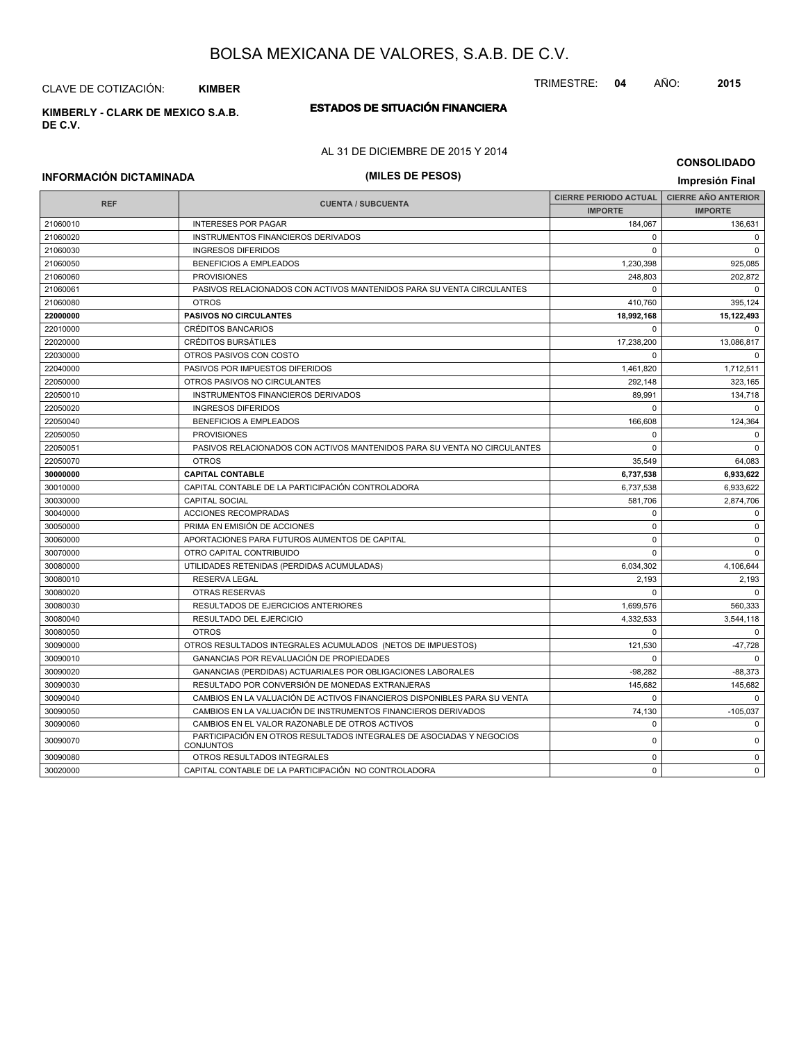# BOLSA MEXICANA DE VALORES, S.A.B. DE C.V.

CLAVE DE COTIZACIÓN: **KIMBER**

TRIMESTRE: **04** AÑO: **2015**

**KIMBERLY - CLARK DE MEXICO S.A.B. DE C.V.**

## ESTADOS DE SITUACIÓN FINANCIERA

AL 31 DE DICIEMBRE DE 2015 Y 2014

**CONSOLIDADO**

**INFORMACIÓN DICTAMINADA**

**(MILES DE PESOS)**

**Impresión Final**

| REF | CUENTA / SUBCUENTA | CIERRE PERIODO ACTUAL | CIERRE AÑO ANTERIOR |
|---|---|---|---|
| | | IMPORTE | IMPORTE |
| 21060010 | INTERESES POR PAGAR | 184,067 | 136,631 |
| 21060020 | INSTRUMENTOS FINANCIEROS DERIVADOS | 0 | 0 |
| 21060030 | INGRESOS DIFERIDOS | 0 | 0 |
| 21060050 | BENEFICIOS A EMPLEADOS | 1,230,398 | 925,085 |
| 21060060 | PROVISIONES | 248,803 | 202,872 |
| 21060061 | PASIVOS RELACIONADOS CON ACTIVOS MANTENIDOS PARA SU VENTA CIRCULANTES | 0 | 0 |
| 21060080 | OTROS | 410,760 | 395,124 |
| **22000000** | **PASIVOS NO CIRCULANTES** | **18,992,168** | **15,122,493** |
| 22010000 | CRÉDITOS BANCARIOS | 0 | 0 |
| 22020000 | CRÉDITOS BURSÁTILES | 17,238,200 | 13,086,817 |
| 22030000 | OTROS PASIVOS CON COSTO | 0 | 0 |
| 22040000 | PASIVOS POR IMPUESTOS DIFERIDOS | 1,461,820 | 1,712,511 |
| 22050000 | OTROS PASIVOS NO CIRCULANTES | 292,148 | 323,165 |
| 22050010 | INSTRUMENTOS FINANCIEROS DERIVADOS | 89,991 | 134,718 |
| 22050020 | INGRESOS DIFERIDOS | 0 | 0 |
| 22050040 | BENEFICIOS A EMPLEADOS | 166,608 | 124,364 |
| 22050050 | PROVISIONES | 0 | 0 |
| 22050051 | PASIVOS RELACIONADOS CON ACTIVOS MANTENIDOS PARA SU VENTA NO CIRCULANTES | 0 | 0 |
| 22050070 | OTROS | 35,549 | 64,083 |
| **30000000** | **CAPITAL CONTABLE** | **6,737,538** | **6,933,622** |
| 30010000 | CAPITAL CONTABLE DE LA PARTICIPACIÓN CONTROLADORA | 6,737,538 | 6,933,622 |
| 30030000 | CAPITAL SOCIAL | 581,706 | 2,874,706 |
| 30040000 | ACCIONES RECOMPRADAS | 0 | 0 |
| 30050000 | PRIMA EN EMISIÓN DE ACCIONES | 0 | 0 |
| 30060000 | APORTACIONES PARA FUTUROS AUMENTOS DE CAPITAL | 0 | 0 |
| 30070000 | OTRO CAPITAL CONTRIBUIDO | 0 | 0 |
| 30080000 | UTILIDADES RETENIDAS (PERDIDAS ACUMULADAS) | 6,034,302 | 4,106,644 |
| 30080010 | RESERVA LEGAL | 2,193 | 2,193 |
| 30080020 | OTRAS RESERVAS | 0 | 0 |
| 30080030 | RESULTADOS DE EJERCICIOS ANTERIORES | 1,699,576 | 560,333 |
| 30080040 | RESULTADO DEL EJERCICIO | 4,332,533 | 3,544,118 |
| 30080050 | OTROS | 0 | 0 |
| 30090000 | OTROS RESULTADOS INTEGRALES ACUMULADOS (NETOS DE IMPUESTOS) | 121,530 | -47,728 |
| 30090010 | GANANCIAS POR REVALUACIÓN DE PROPIEDADES | 0 | 0 |
| 30090020 | GANANCIAS (PERDIDAS) ACTUARIALES POR OBLIGACIONES LABORALES | -98,282 | -88,373 |
| 30090030 | RESULTADO POR CONVERSIÓN DE MONEDAS EXTRANJERAS | 145,682 | 145,682 |
| 30090040 | CAMBIOS EN LA VALUACIÓN DE ACTIVOS FINANCIEROS DISPONIBLES PARA SU VENTA | 0 | 0 |
| 30090050 | CAMBIOS EN LA VALUACIÓN DE INSTRUMENTOS FINANCIEROS DERIVADOS | 74,130 | -105,037 |
| 30090060 | CAMBIOS EN EL VALOR RAZONABLE DE OTROS ACTIVOS | 0 | 0 |
| 30090070 | PARTICIPACIÓN EN OTROS RESULTADOS INTEGRALES DE ASOCIADAS Y NEGOCIOS CONJUNTOS | 0 | 0 |
| 30090080 | OTROS RESULTADOS INTEGRALES | 0 | 0 |
| 30020000 | CAPITAL CONTABLE DE LA PARTICIPACIÓN NO CONTROLADORA | 0 | 0 |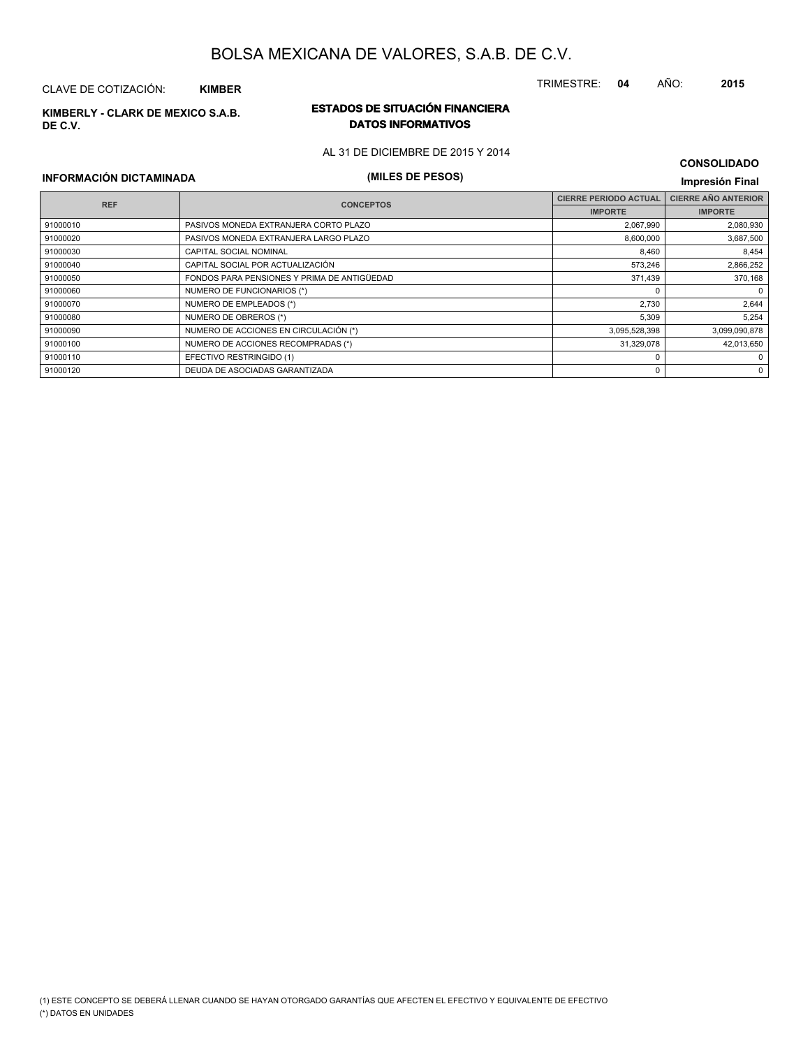# BOLSA MEXICANA DE VALORES, S.A.B. DE C.V.

CLAVE DE COTIZACIÓN: **KIMBER**

TRIMESTRE: **04** AÑO: **2015**

**KIMBERLY - CLARK DE MEXICO S.A.B. DE C.V.**

## ESTADOS DE SITUACIÓN FINANCIERA
### DATOS INFORMATIVOS

AL 31 DE DICIEMBRE DE 2015 Y 2014

**CONSOLIDADO**

**INFORMACIÓN DICTAMINADA**

**(MILES DE PESOS)**

**Impresión Final**

| REF | CONCEPTOS | CIERRE PERIODO ACTUAL | CIERRE AÑO ANTERIOR |
|---|---|---|---|
| | | IMPORTE | IMPORTE |
| 91000010 | PASIVOS MONEDA EXTRANJERA CORTO PLAZO | 2,067,990 | 2,080,930 |
| 91000020 | PASIVOS MONEDA EXTRANJERA LARGO PLAZO | 8,600,000 | 3,687,500 |
| 91000030 | CAPITAL SOCIAL NOMINAL | 8,460 | 8,454 |
| 91000040 | CAPITAL SOCIAL POR ACTUALIZACIÓN | 573,246 | 2,866,252 |
| 91000050 | FONDOS PARA PENSIONES Y PRIMA DE ANTIGÜEDAD | 371,439 | 370,168 |
| 91000060 | NUMERO DE FUNCIONARIOS (*) | 0 | 0 |
| 91000070 | NUMERO DE EMPLEADOS (*) | 2,730 | 2,644 |
| 91000080 | NUMERO DE OBREROS (*) | 5,309 | 5,254 |
| 91000090 | NUMERO DE ACCIONES EN CIRCULACIÓN (*) | 3,095,528,398 | 3,099,090,878 |
| 91000100 | NUMERO DE ACCIONES RECOMPRADAS (*) | 31,329,078 | 42,013,650 |
| 91000110 | EFECTIVO RESTRINGIDO (1) | 0 | 0 |
| 91000120 | DEUDA DE ASOCIADAS GARANTIZADA | 0 | 0 |

(1) ESTE CONCEPTO SE DEBERÁ LLENAR CUANDO SE HAYAN OTORGADO GARANTÍAS QUE AFECTEN EL EFECTIVO Y EQUIVALENTE DE EFECTIVO

(*) DATOS EN UNIDADES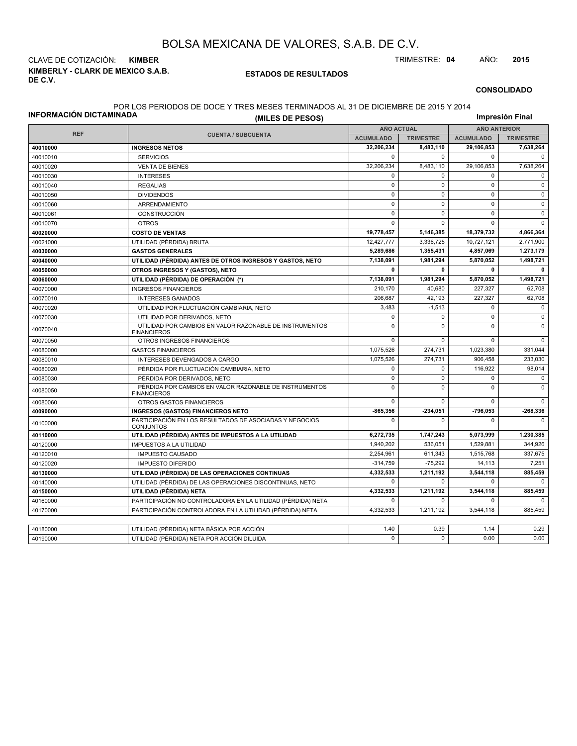# BOLSA MEXICANA DE VALORES, S.A.B. DE C.V.

CLAVE DE COTIZACIÓN: **KIMBER**

TRIMESTRE: **04** AÑO: **2015**

**KIMBERLY - CLARK DE MEXICO S.A.B. DE C.V.**

**ESTADOS DE RESULTADOS**

**CONSOLIDADO**

**INFORMACIÓN DICTAMINADA**

POR LOS PERIODOS DE DOCE Y TRES MESES TERMINADOS AL 31 DE DICIEMBRE DE 2015 Y 2014

**(MILES DE PESOS)**

**Impresión Final**

| REF | CUENTA / SUBCUENTA | AÑO ACTUAL | | AÑO ANTERIOR | |
|---|---|---|---|---|---|
| | | ACUMULADO | TRIMESTRE | ACUMULADO | TRIMESTRE |
| **40010000** | **INGRESOS NETOS** | **32,206,234** | **8,483,110** | **29,106,853** | **7,638,264** |
| 40010010 | SERVICIOS | 0 | 0 | 0 | 0 |
| 40010020 | VENTA DE BIENES | 32,206,234 | 8,483,110 | 29,106,853 | 7,638,264 |
| 40010030 | INTERESES | 0 | 0 | 0 | 0 |
| 40010040 | REGALIAS | 0 | 0 | 0 | 0 |
| 40010050 | DIVIDENDOS | 0 | 0 | 0 | 0 |
| 40010060 | ARRENDAMIENTO | 0 | 0 | 0 | 0 |
| 40010061 | CONSTRUCCIÓN | 0 | 0 | 0 | 0 |
| 40010070 | OTROS | 0 | 0 | 0 | 0 |
| **40020000** | **COSTO DE VENTAS** | **19,778,457** | **5,146,385** | **18,379,732** | **4,866,364** |
| 40021000 | UTILIDAD (PÉRDIDA) BRUTA | 12,427,777 | 3,336,725 | 10,727,121 | 2,771,900 |
| **40030000** | **GASTOS GENERALES** | **5,289,686** | **1,355,431** | **4,857,069** | **1,273,179** |
| **40040000** | **UTILIDAD (PÉRDIDA) ANTES DE OTROS INGRESOS Y GASTOS, NETO** | **7,138,091** | **1,981,294** | **5,870,052** | **1,498,721** |
| **40050000** | **OTROS INGRESOS Y (GASTOS), NETO** | **0** | **0** | **0** | **0** |
| **40060000** | **UTILIDAD (PÉRDIDA) DE OPERACIÓN (*)** | **7,138,091** | **1,981,294** | **5,870,052** | **1,498,721** |
| 40070000 | INGRESOS FINANCIEROS | 210,170 | 40,680 | 227,327 | 62,708 |
| 40070010 | INTERESES GANADOS | 206,687 | 42,193 | 227,327 | 62,708 |
| 40070020 | UTILIDAD POR FLUCTUACIÓN CAMBIARIA, NETO | 3,483 | -1,513 | 0 | 0 |
| 40070030 | UTILIDAD POR DERIVADOS, NETO | 0 | 0 | 0 | 0 |
| 40070040 | UTILIDAD POR CAMBIOS EN VALOR RAZONABLE DE INSTRUMENTOS FINANCIEROS | 0 | 0 | 0 | 0 |
| 40070050 | OTROS INGRESOS FINANCIEROS | 0 | 0 | 0 | 0 |
| 40080000 | GASTOS FINANCIEROS | 1,075,526 | 274,731 | 1,023,380 | 331,044 |
| 40080010 | INTERESES DEVENGADOS A CARGO | 1,075,526 | 274,731 | 906,458 | 233,030 |
| 40080020 | PÉRDIDA POR FLUCTUACIÓN CAMBIARIA, NETO | 0 | 0 | 116,922 | 98,014 |
| 40080030 | PÉRDIDA POR DERIVADOS, NETO | 0 | 0 | 0 | 0 |
| 40080050 | PÉRDIDA POR CAMBIOS EN VALOR RAZONABLE DE INSTRUMENTOS FINANCIEROS | 0 | 0 | 0 | 0 |
| 40080060 | OTROS GASTOS FINANCIEROS | 0 | 0 | 0 | 0 |
| **40090000** | **INGRESOS (GASTOS) FINANCIEROS NETO** | **-865,356** | **-234,051** | **-796,053** | **-268,336** |
| 40100000 | PARTICIPACIÓN EN LOS RESULTADOS DE ASOCIADAS Y NEGOCIOS CONJUNTOS | 0 | 0 | 0 | 0 |
| **40110000** | **UTILIDAD (PÉRDIDA) ANTES DE IMPUESTOS A LA UTILIDAD** | **6,272,735** | **1,747,243** | **5,073,999** | **1,230,385** |
| 40120000 | IMPUESTOS A LA UTILIDAD | 1,940,202 | 536,051 | 1,529,881 | 344,926 |
| 40120010 | IMPUESTO CAUSADO | 2,254,961 | 611,343 | 1,515,768 | 337,675 |
| 40120020 | IMPUESTO DIFERIDO | -314,759 | -75,292 | 14,113 | 7,251 |
| **40130000** | **UTILIDAD (PÉRDIDA) DE LAS OPERACIONES CONTINUAS** | **4,332,533** | **1,211,192** | **3,544,118** | **885,459** |
| 40140000 | UTILIDAD (PÉRDIDA) DE LAS OPERACIONES DISCONTINUAS, NETO | 0 | 0 | 0 | 0 |
| **40150000** | **UTILIDAD (PÉRDIDA) NETA** | **4,332,533** | **1,211,192** | **3,544,118** | **885,459** |
| 40160000 | PARTICIPACIÓN NO CONTROLADORA EN LA UTILIDAD (PÉRDIDA) NETA | 0 | 0 | 0 | 0 |
| 40170000 | PARTICIPACIÓN CONTROLADORA EN LA UTILIDAD (PÉRDIDA) NETA | 4,332,533 | 1,211,192 | 3,544,118 | 885,459 |

| REF | CUENTA / SUBCUENTA | ACUMULADO | TRIMESTRE | ACUMULADO | TRIMESTRE |
|---|---|---|---|---|---|
| 40180000 | UTILIDAD (PÉRDIDA) NETA BÁSICA POR ACCIÓN | 1.40 | 0.39 | 1.14 | 0.29 |
| 40190000 | UTILIDAD (PÉRDIDA) NETA POR ACCIÓN DILUIDA | 0 | 0 | 0.00 | 0.00 |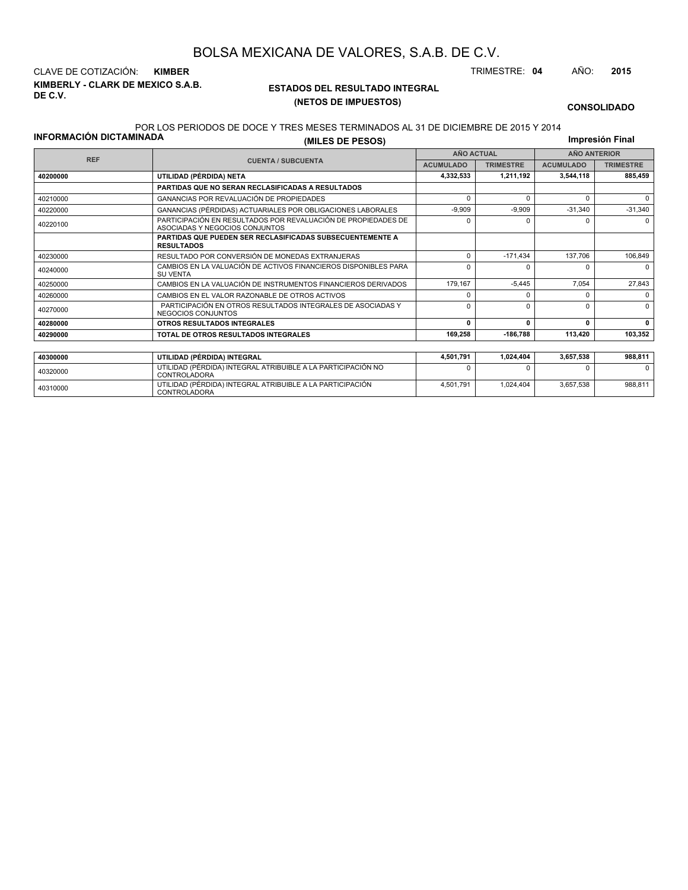# BOLSA MEXICANA DE VALORES, S.A.B. DE C.V.

CLAVE DE COTIZACIÓN: **KIMBER**

TRIMESTRE: **04** AÑO: **2015**

**KIMBERLY - CLARK DE MEXICO S.A.B. DE C.V.**

## ESTADOS DEL RESULTADO INTEGRAL
### (NETOS DE IMPUESTOS)

**CONSOLIDADO**

POR LOS PERIODOS DE DOCE Y TRES MESES TERMINADOS AL 31 DE DICIEMBRE DE 2015 Y 2014

**INFORMACIÓN DICTAMINADA**

**(MILES DE PESOS)**

**Impresión Final**

| REF | CUENTA / SUBCUENTA | AÑO ACTUAL | | AÑO ANTERIOR | |
|---|---|---|---|---|---|
| | | ACUMULADO | TRIMESTRE | ACUMULADO | TRIMESTRE |
| **40200000** | **UTILIDAD (PÉRDIDA) NETA** | **4,332,533** | **1,211,192** | **3,544,118** | **885,459** |
| | **PARTIDAS QUE NO SERAN RECLASIFICADAS A RESULTADOS** | | | | |
| 40210000 | GANANCIAS POR REVALUACIÓN DE PROPIEDADES | 0 | 0 | 0 | 0 |
| 40220000 | GANANCIAS (PÉRDIDAS) ACTUARIALES POR OBLIGACIONES LABORALES | -9,909 | -9,909 | -31,340 | -31,340 |
| 40220100 | PARTICIPACIÓN EN RESULTADOS POR REVALUACIÓN DE PROPIEDADES DE ASOCIADAS Y NEGOCIOS CONJUNTOS | 0 | 0 | 0 | 0 |
| | **PARTIDAS QUE PUEDEN SER RECLASIFICADAS SUBSECUENTEMENTE A RESULTADOS** | | | | |
| 40230000 | RESULTADO POR CONVERSIÓN DE MONEDAS EXTRANJERAS | 0 | -171,434 | 137,706 | 106,849 |
| 40240000 | CAMBIOS EN LA VALUACIÓN DE ACTIVOS FINANCIEROS DISPONIBLES PARA SU VENTA | 0 | 0 | 0 | 0 |
| 40250000 | CAMBIOS EN LA VALUACIÓN DE INSTRUMENTOS FINANCIEROS DERIVADOS | 179,167 | -5,445 | 7,054 | 27,843 |
| 40260000 | CAMBIOS EN EL VALOR RAZONABLE DE OTROS ACTIVOS | 0 | 0 | 0 | 0 |
| 40270000 | PARTICIPACIÓN EN OTROS RESULTADOS INTEGRALES DE ASOCIADAS Y NEGOCIOS CONJUNTOS | 0 | 0 | 0 | 0 |
| **40280000** | **OTROS RESULTADOS INTEGRALES** | **0** | **0** | **0** | **0** |
| **40290000** | **TOTAL DE OTROS RESULTADOS INTEGRALES** | **169,258** | **-186,788** | **113,420** | **103,352** |

| REF | CUENTA / SUBCUENTA | AÑO ACTUAL ACUMULADO | AÑO ACTUAL TRIMESTRE | AÑO ANTERIOR ACUMULADO | AÑO ANTERIOR TRIMESTRE |
|---|---|---|---|---|---|
| **40300000** | **UTILIDAD (PÉRDIDA) INTEGRAL** | **4,501,791** | **1,024,404** | **3,657,538** | **988,811** |
| 40320000 | UTILIDAD (PÉRDIDA) INTEGRAL ATRIBUIBLE A LA PARTICIPACIÓN NO CONTROLADORA | 0 | 0 | 0 | 0 |
| 40310000 | UTILIDAD (PÉRDIDA) INTEGRAL ATRIBUIBLE A LA PARTICIPACIÓN CONTROLADORA | 4,501,791 | 1,024,404 | 3,657,538 | 988,811 |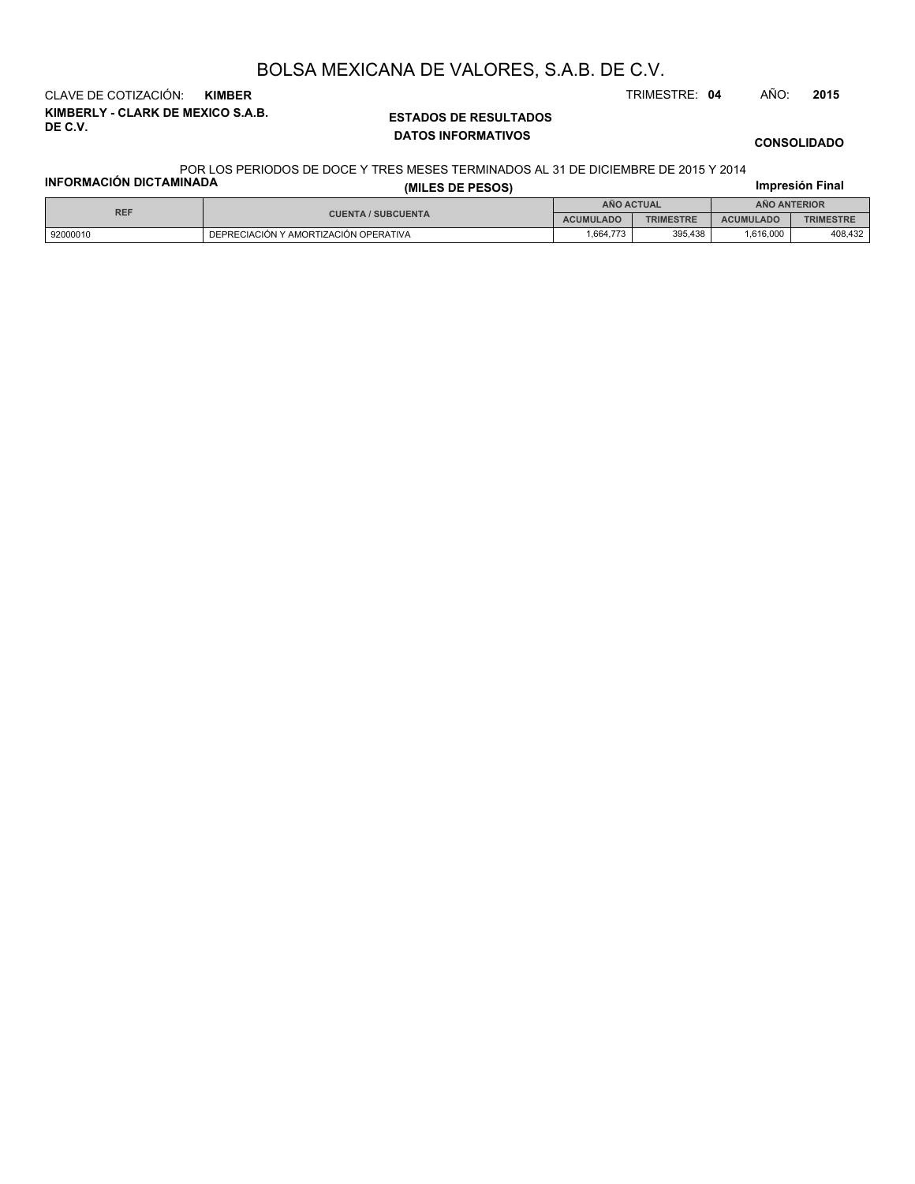# BOLSA MEXICANA DE VALORES, S.A.B. DE C.V.

CLAVE DE COTIZACIÓN: **KIMBER**

TRIMESTRE: **04** AÑO: **2015**

**KIMBERLY - CLARK DE MEXICO S.A.B. DE C.V.**

**ESTADOS DE RESULTADOS**

**DATOS INFORMATIVOS**

**CONSOLIDADO**

POR LOS PERIODOS DE DOCE Y TRES MESES TERMINADOS AL 31 DE DICIEMBRE DE 2015 Y 2014

**INFORMACIÓN DICTAMINADA**

**(MILES DE PESOS)**

**Impresión Final**

| REF | CUENTA / SUBCUENTA | AÑO ACTUAL | | AÑO ANTERIOR | |
|---|---|---|---|---|---|
| | | ACUMULADO | TRIMESTRE | ACUMULADO | TRIMESTRE |
| 92000010 | DEPRECIACIÓN Y AMORTIZACIÓN OPERATIVA | 1,664,773 | 395,438 | 1,616,000 | 408,432 |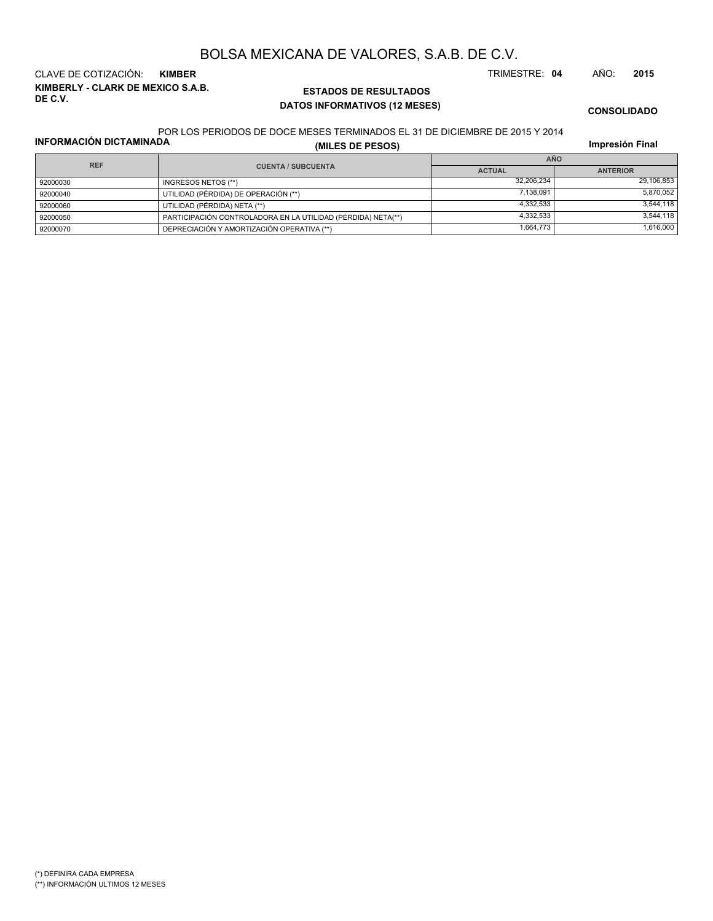# BOLSA MEXICANA DE VALORES, S.A.B. DE C.V.

CLAVE DE COTIZACIÓN: **KIMBER** TRIMESTRE: **04** AÑO: **2015**

**KIMBERLY - CLARK DE MEXICO S.A.B. DE C.V.**

## ESTADOS DE RESULTADOS
### DATOS INFORMATIVOS (12 MESES)

**CONSOLIDADO**

**INFORMACIÓN DICTAMINADA**

POR LOS PERIODOS DE DOCE MESES TERMINADOS EL 31 DE DICIEMBRE DE 2015 Y 2014

**(MILES DE PESOS)**

**Impresión Final**

| REF | CUENTA / SUBCUENTA | AÑO | |
|---|---|---|---|
| | | ACTUAL | ANTERIOR |
| 92000030 | INGRESOS NETOS (**) | 32,206,234 | 29,106,853 |
| 92000040 | UTILIDAD (PÉRDIDA) DE OPERACIÓN (**) | 7,138,091 | 5,870,052 |
| 92000060 | UTILIDAD (PÉRDIDA) NETA (**) | 4,332,533 | 3,544,118 |
| 92000050 | PARTICIPACIÓN CONTROLADORA EN LA UTILIDAD (PÉRDIDA) NETA(**) | 4,332,533 | 3,544,118 |
| 92000070 | DEPRECIACIÓN Y AMORTIZACIÓN OPERATIVA (**) | 1,664,773 | 1,616,000 |

(*) DEFINIRA CADA EMPRESA

(**) INFORMACIÓN ULTIMOS 12 MESES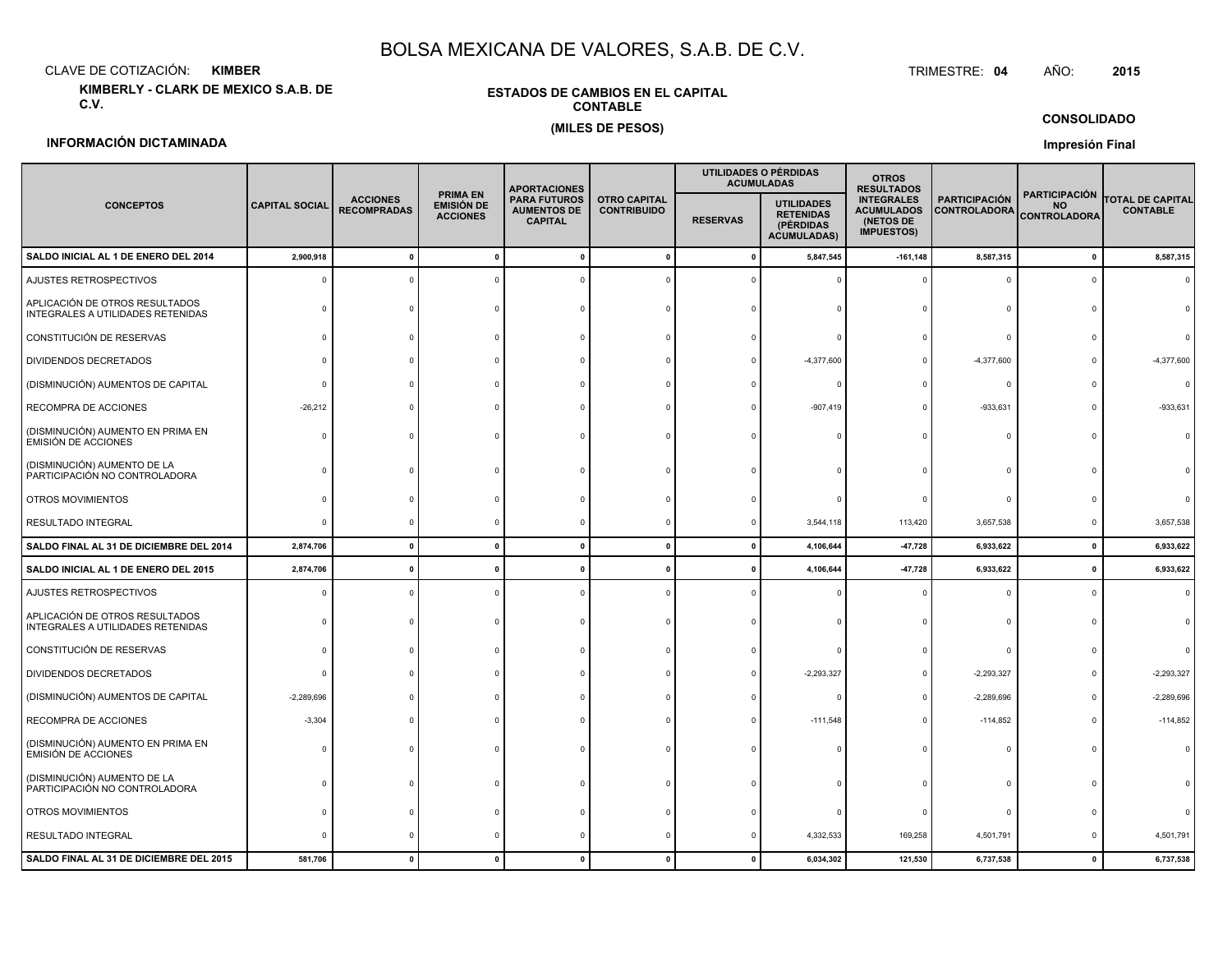# BOLSA MEXICANA DE VALORES, S.A.B. DE C.V.

CLAVE DE COTIZACIÓN: **KIMBER**

TRIMESTRE: **04** AÑO: **2015**

**KIMBERLY - CLARK DE MEXICO S.A.B. DE C.V.**

**ESTADOS DE CAMBIOS EN EL CAPITAL CONTABLE**

**(MILES DE PESOS)**

**CONSOLIDADO**

**INFORMACIÓN DICTAMINADA**

**Impresión Final**

| CONCEPTOS | CAPITAL SOCIAL | ACCIONES RECOMPRADAS | PRIMA EN EMISIÓN DE ACCIONES | APORTACIONES PARA FUTUROS AUMENTOS DE CAPITAL | OTRO CAPITAL CONTRIBUIDO | UTILIDADES O PÉRDIDAS ACUMULADAS | | OTROS RESULTADOS INTEGRALES ACUMULADOS (NETOS DE IMPUESTOS) | PARTICIPACIÓN CONTROLADORA | PARTICIPACIÓN NO CONTROLADORA | TOTAL DE CAPITAL CONTABLE |
|---|---|---|---|---|---|---|---|---|---|---|---|
| | | | | | | RESERVAS | UTILIDADES RETENIDAS (PÉRDIDAS ACUMULADAS) | | | | |
| **SALDO INICIAL AL 1 DE ENERO DEL 2014** | **2,900,918** | **0** | **0** | **0** | **0** | **0** | **5,847,545** | **-161,148** | **8,587,315** | **0** | **8,587,315** |
| AJUSTES RETROSPECTIVOS | 0 | 0 | 0 | 0 | 0 | 0 | 0 | 0 | 0 | 0 | 0 |
| APLICACIÓN DE OTROS RESULTADOS INTEGRALES A UTILIDADES RETENIDAS | 0 | 0 | 0 | 0 | 0 | 0 | 0 | 0 | 0 | 0 | 0 |
| CONSTITUCIÓN DE RESERVAS | 0 | 0 | 0 | 0 | 0 | 0 | 0 | 0 | 0 | 0 | 0 |
| DIVIDENDOS DECRETADOS | 0 | 0 | 0 | 0 | 0 | 0 | -4,377,600 | 0 | -4,377,600 | 0 | -4,377,600 |
| (DISMINUCIÓN) AUMENTOS DE CAPITAL | 0 | 0 | 0 | 0 | 0 | 0 | 0 | 0 | 0 | 0 | 0 |
| RECOMPRA DE ACCIONES | -26,212 | 0 | 0 | 0 | 0 | 0 | -907,419 | 0 | -933,631 | 0 | -933,631 |
| (DISMINUCIÓN) AUMENTO EN PRIMA EN EMISIÓN DE ACCIONES | 0 | 0 | 0 | 0 | 0 | 0 | 0 | 0 | 0 | 0 | 0 |
| (DISMINUCIÓN) AUMENTO DE LA PARTICIPACIÓN NO CONTROLADORA | 0 | 0 | 0 | 0 | 0 | 0 | 0 | 0 | 0 | 0 | 0 |
| OTROS MOVIMIENTOS | 0 | 0 | 0 | 0 | 0 | 0 | 0 | 0 | 0 | 0 | 0 |
| RESULTADO INTEGRAL | 0 | 0 | 0 | 0 | 0 | 0 | 3,544,118 | 113,420 | 3,657,538 | 0 | 3,657,538 |
| **SALDO FINAL AL 31 DE DICIEMBRE DEL 2014** | **2,874,706** | **0** | **0** | **0** | **0** | **0** | **4,106,644** | **-47,728** | **6,933,622** | **0** | **6,933,622** |
| **SALDO INICIAL AL 1 DE ENERO DEL 2015** | **2,874,706** | **0** | **0** | **0** | **0** | **0** | **4,106,644** | **-47,728** | **6,933,622** | **0** | **6,933,622** |
| AJUSTES RETROSPECTIVOS | 0 | 0 | 0 | 0 | 0 | 0 | 0 | 0 | 0 | 0 | 0 |
| APLICACIÓN DE OTROS RESULTADOS INTEGRALES A UTILIDADES RETENIDAS | 0 | 0 | 0 | 0 | 0 | 0 | 0 | 0 | 0 | 0 | 0 |
| CONSTITUCIÓN DE RESERVAS | 0 | 0 | 0 | 0 | 0 | 0 | 0 | 0 | 0 | 0 | 0 |
| DIVIDENDOS DECRETADOS | 0 | 0 | 0 | 0 | 0 | 0 | -2,293,327 | 0 | -2,293,327 | 0 | -2,293,327 |
| (DISMINUCIÓN) AUMENTOS DE CAPITAL | -2,289,696 | 0 | 0 | 0 | 0 | 0 | 0 | 0 | -2,289,696 | 0 | -2,289,696 |
| RECOMPRA DE ACCIONES | -3,304 | 0 | 0 | 0 | 0 | 0 | -111,548 | 0 | -114,852 | 0 | -114,852 |
| (DISMINUCIÓN) AUMENTO EN PRIMA EN EMISIÓN DE ACCIONES | 0 | 0 | 0 | 0 | 0 | 0 | 0 | 0 | 0 | 0 | 0 |
| (DISMINUCIÓN) AUMENTO DE LA PARTICIPACIÓN NO CONTROLADORA | 0 | 0 | 0 | 0 | 0 | 0 | 0 | 0 | 0 | 0 | 0 |
| OTROS MOVIMIENTOS | 0 | 0 | 0 | 0 | 0 | 0 | 0 | 0 | 0 | 0 | 0 |
| RESULTADO INTEGRAL | 0 | 0 | 0 | 0 | 0 | 0 | 4,332,533 | 169,258 | 4,501,791 | 0 | 4,501,791 |
| **SALDO FINAL AL 31 DE DICIEMBRE DEL 2015** | **581,706** | **0** | **0** | **0** | **0** | **0** | **6,034,302** | **121,530** | **6,737,538** | **0** | **6,737,538** |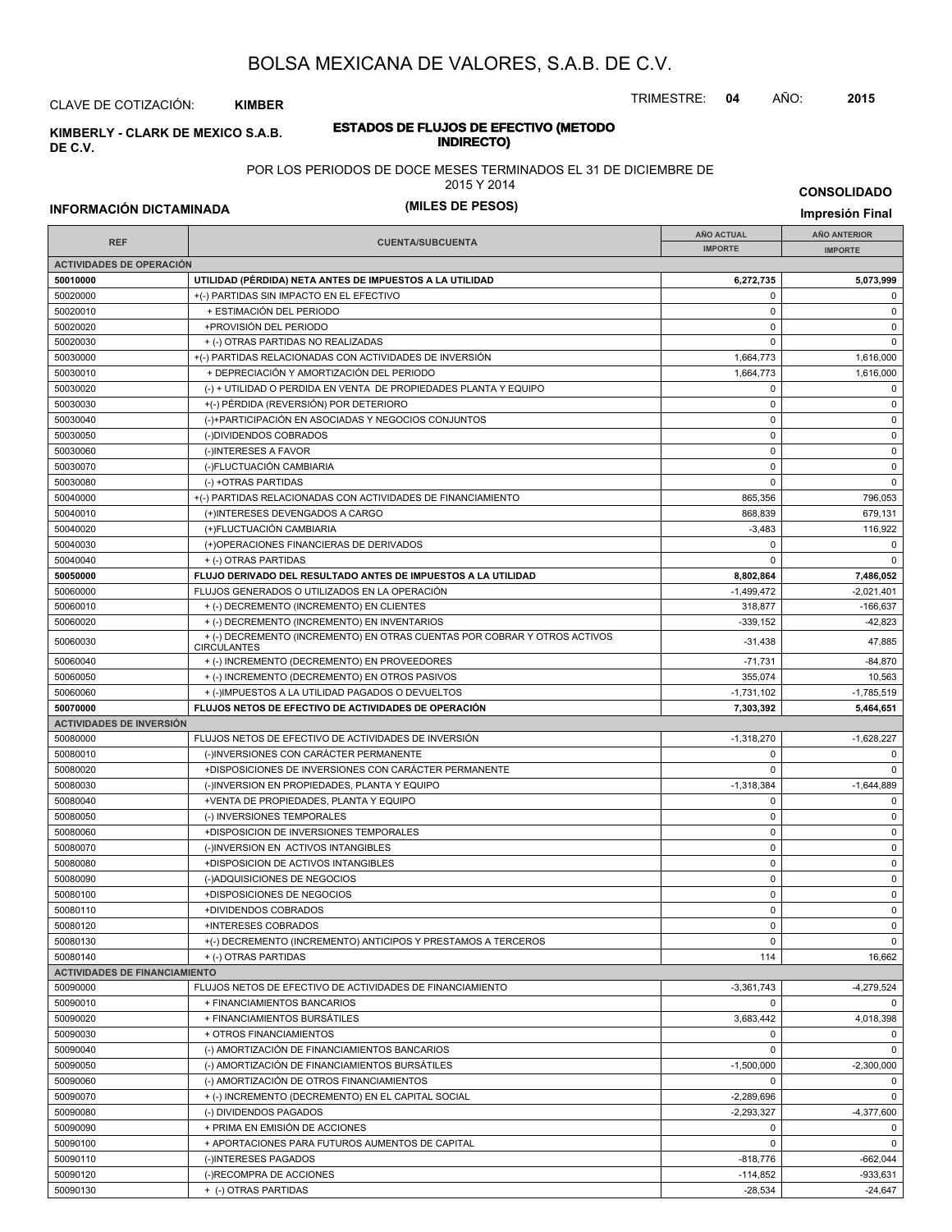# BOLSA MEXICANA DE VALORES, S.A.B. DE C.V.

CLAVE DE COTIZACIÓN: **KIMBER**

TRIMESTRE: **04** AÑO: **2015**

**KIMBERLY - CLARK DE MEXICO S.A.B. DE C.V.**

**ESTADOS DE FLUJOS DE EFECTIVO (METODO INDIRECTO)**

POR LOS PERIODOS DE DOCE MESES TERMINADOS EL 31 DE DICIEMBRE DE 2015 Y 2014

**(MILES DE PESOS)**

**CONSOLIDADO**

**INFORMACIÓN DICTAMINADA**

**Impresión Final**

| REF | CUENTA/SUBCUENTA | AÑO ACTUAL IMPORTE | AÑO ANTERIOR IMPORTE |
|---|---|---|---|
| **ACTIVIDADES DE OPERACIÓN** | | | |
| **50010000** | **UTILIDAD (PÉRDIDA) NETA ANTES DE IMPUESTOS A LA UTILIDAD** | **6,272,735** | **5,073,999** |
| 50020000 | +(-) PARTIDAS SIN IMPACTO EN EL EFECTIVO | 0 | 0 |
| 50020010 | + ESTIMACIÓN DEL PERIODO | 0 | 0 |
| 50020020 | +PROVISIÓN DEL PERIODO | 0 | 0 |
| 50020030 | + (-) OTRAS PARTIDAS NO REALIZADAS | 0 | 0 |
| 50030000 | +(-) PARTIDAS RELACIONADAS CON ACTIVIDADES DE INVERSIÓN | 1,664,773 | 1,616,000 |
| 50030010 | + DEPRECIACIÓN Y AMORTIZACIÓN DEL PERIODO | 1,664,773 | 1,616,000 |
| 50030020 | (-) + UTILIDAD O PERDIDA EN VENTA DE PROPIEDADES PLANTA Y EQUIPO | 0 | 0 |
| 50030030 | +(-) PÉRDIDA (REVERSIÓN) POR DETERIORO | 0 | 0 |
| 50030040 | (-)+PARTICIPACIÓN EN ASOCIADAS Y NEGOCIOS CONJUNTOS | 0 | 0 |
| 50030050 | (-)DIVIDENDOS COBRADOS | 0 | 0 |
| 50030060 | (-)INTERESES A FAVOR | 0 | 0 |
| 50030070 | (-)FLUCTUACIÓN CAMBIARIA | 0 | 0 |
| 50030080 | (-) +OTRAS PARTIDAS | 0 | 0 |
| 50040000 | +(-) PARTIDAS RELACIONADAS CON ACTIVIDADES DE FINANCIAMIENTO | 865,356 | 796,053 |
| 50040010 | (+)INTERESES DEVENGADOS A CARGO | 868,839 | 679,131 |
| 50040020 | (+)FLUCTUACIÓN CAMBIARIA | -3,483 | 116,922 |
| 50040030 | (+)OPERACIONES FINANCIERAS DE DERIVADOS | 0 | 0 |
| 50040040 | + (-) OTRAS PARTIDAS | 0 | 0 |
| **50050000** | **FLUJO DERIVADO DEL RESULTADO ANTES DE IMPUESTOS A LA UTILIDAD** | **8,802,864** | **7,486,052** |
| 50060000 | FLUJOS GENERADOS O UTILIZADOS EN LA OPERACIÓN | -1,499,472 | -2,021,401 |
| 50060010 | + (-) DECREMENTO (INCREMENTO) EN CLIENTES | 318,877 | -166,637 |
| 50060020 | + (-) DECREMENTO (INCREMENTO) EN INVENTARIOS | -339,152 | -42,823 |
| 50060030 | + (-) DECREMENTO (INCREMENTO) EN OTRAS CUENTAS POR COBRAR Y OTROS ACTIVOS CIRCULANTES | -31,438 | 47,885 |
| 50060040 | + (-) INCREMENTO (DECREMENTO) EN PROVEEDORES | -71,731 | -84,870 |
| 50060050 | + (-) INCREMENTO (DECREMENTO) EN OTROS PASIVOS | 355,074 | 10,563 |
| 50060060 | + (-)IMPUESTOS A LA UTILIDAD PAGADOS O DEVUELTOS | -1,731,102 | -1,785,519 |
| **50070000** | **FLUJOS NETOS DE EFECTIVO DE ACTIVIDADES DE OPERACIÓN** | **7,303,392** | **5,464,651** |
| **ACTIVIDADES DE INVERSIÓN** | | | |
| 50080000 | FLUJOS NETOS DE EFECTIVO DE ACTIVIDADES DE INVERSIÓN | -1,318,270 | -1,628,227 |
| 50080010 | (-)INVERSIONES CON CARÁCTER PERMANENTE | 0 | 0 |
| 50080020 | +DISPOSICIONES DE INVERSIONES CON CARÁCTER PERMANENTE | 0 | 0 |
| 50080030 | (-)INVERSION EN PROPIEDADES, PLANTA Y EQUIPO | -1,318,384 | -1,644,889 |
| 50080040 | +VENTA DE PROPIEDADES, PLANTA Y EQUIPO | 0 | 0 |
| 50080050 | (-) INVERSIONES TEMPORALES | 0 | 0 |
| 50080060 | +DISPOSICION DE INVERSIONES TEMPORALES | 0 | 0 |
| 50080070 | (-)INVERSION EN ACTIVOS INTANGIBLES | 0 | 0 |
| 50080080 | +DISPOSICION DE ACTIVOS INTANGIBLES | 0 | 0 |
| 50080090 | (-)ADQUISICIONES DE NEGOCIOS | 0 | 0 |
| 50080100 | +DISPOSICIONES DE NEGOCIOS | 0 | 0 |
| 50080110 | +DIVIDENDOS COBRADOS | 0 | 0 |
| 50080120 | +INTERESES COBRADOS | 0 | 0 |
| 50080130 | +(-) DECREMENTO (INCREMENTO) ANTICIPOS Y PRESTAMOS A TERCEROS | 0 | 0 |
| 50080140 | + (-) OTRAS PARTIDAS | 114 | 16,662 |
| **ACTIVIDADES DE FINANCIAMIENTO** | | | |
| 50090000 | FLUJOS NETOS DE EFECTIVO DE ACTIVIDADES DE FINANCIAMIENTO | -3,361,743 | -4,279,524 |
| 50090010 | + FINANCIAMIENTOS BANCARIOS | 0 | 0 |
| 50090020 | + FINANCIAMIENTOS BURSÁTILES | 3,683,442 | 4,018,398 |
| 50090030 | + OTROS FINANCIAMIENTOS | 0 | 0 |
| 50090040 | (-) AMORTIZACIÓN DE FINANCIAMIENTOS BANCARIOS | 0 | 0 |
| 50090050 | (-) AMORTIZACIÓN DE FINANCIAMIENTOS BURSÁTILES | -1,500,000 | -2,300,000 |
| 50090060 | (-) AMORTIZACIÓN DE OTROS FINANCIAMIENTOS | 0 | 0 |
| 50090070 | + (-) INCREMENTO (DECREMENTO) EN EL CAPITAL SOCIAL | -2,289,696 | 0 |
| 50090080 | (-) DIVIDENDOS PAGADOS | -2,293,327 | -4,377,600 |
| 50090090 | + PRIMA EN EMISIÓN DE ACCIONES | 0 | 0 |
| 50090100 | + APORTACIONES PARA FUTUROS AUMENTOS DE CAPITAL | 0 | 0 |
| 50090110 | (-)INTERESES PAGADOS | -818,776 | -662,044 |
| 50090120 | (-)RECOMPRA DE ACCIONES | -114,852 | -933,631 |
| 50090130 | + (-) OTRAS PARTIDAS | -28,534 | -24,647 |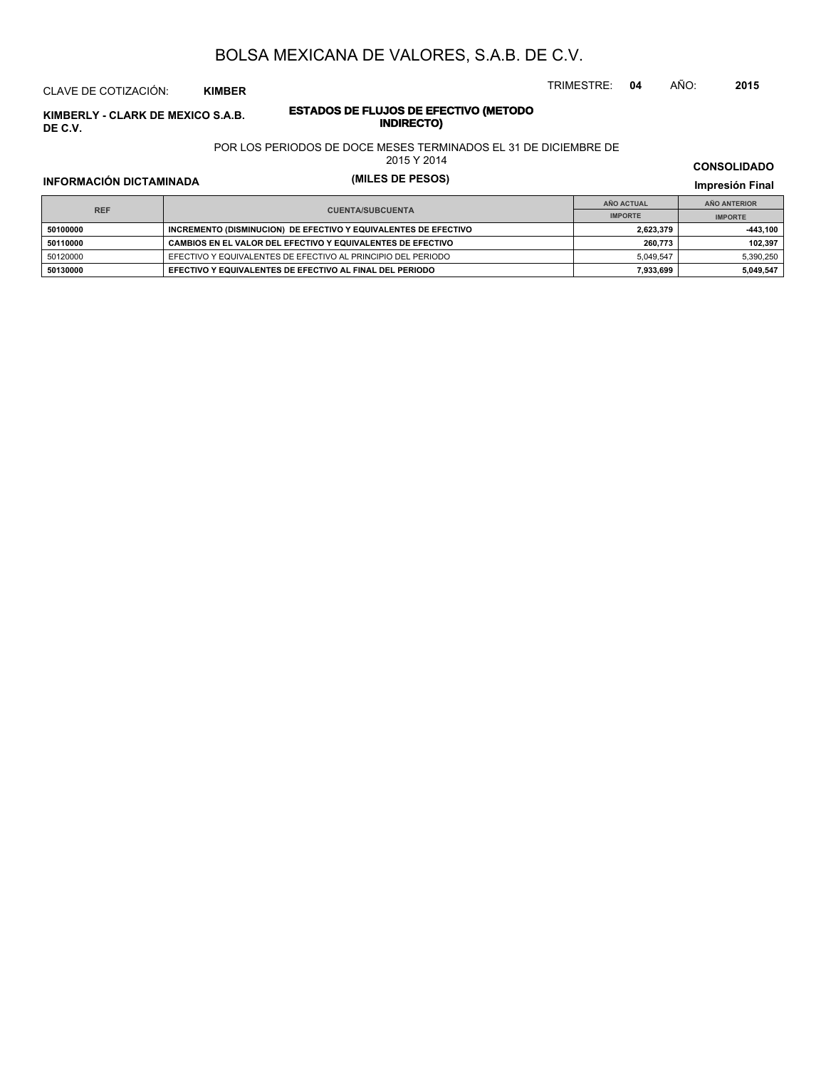# BOLSA MEXICANA DE VALORES, S.A.B. DE C.V.

CLAVE DE COTIZACIÓN: **KIMBER**

TRIMESTRE: **04** AÑO: **2015**

**KIMBERLY - CLARK DE MEXICO S.A.B. DE C.V.**

## ESTADOS DE FLUJOS DE EFECTIVO (METODO INDIRECTO)

POR LOS PERIODOS DE DOCE MESES TERMINADOS EL 31 DE DICIEMBRE DE 2015 Y 2014

**(MILES DE PESOS)**

**CONSOLIDADO**

**INFORMACIÓN DICTAMINADA**

**Impresión Final**

| REF | CUENTA/SUBCUENTA | AÑO ACTUAL | AÑO ANTERIOR |
|---|---|---|---|
| | | IMPORTE | IMPORTE |
| **50100000** | **INCREMENTO (DISMINUCION) DE EFECTIVO Y EQUIVALENTES DE EFECTIVO** | **2,623,379** | **-443,100** |
| **50110000** | **CAMBIOS EN EL VALOR DEL EFECTIVO Y EQUIVALENTES DE EFECTIVO** | **260,773** | **102,397** |
| 50120000 | EFECTIVO Y EQUIVALENTES DE EFECTIVO AL PRINCIPIO DEL PERIODO | 5,049,547 | 5,390,250 |
| **50130000** | **EFECTIVO Y EQUIVALENTES DE EFECTIVO AL FINAL DEL PERIODO** | **7,933,699** | **5,049,547** |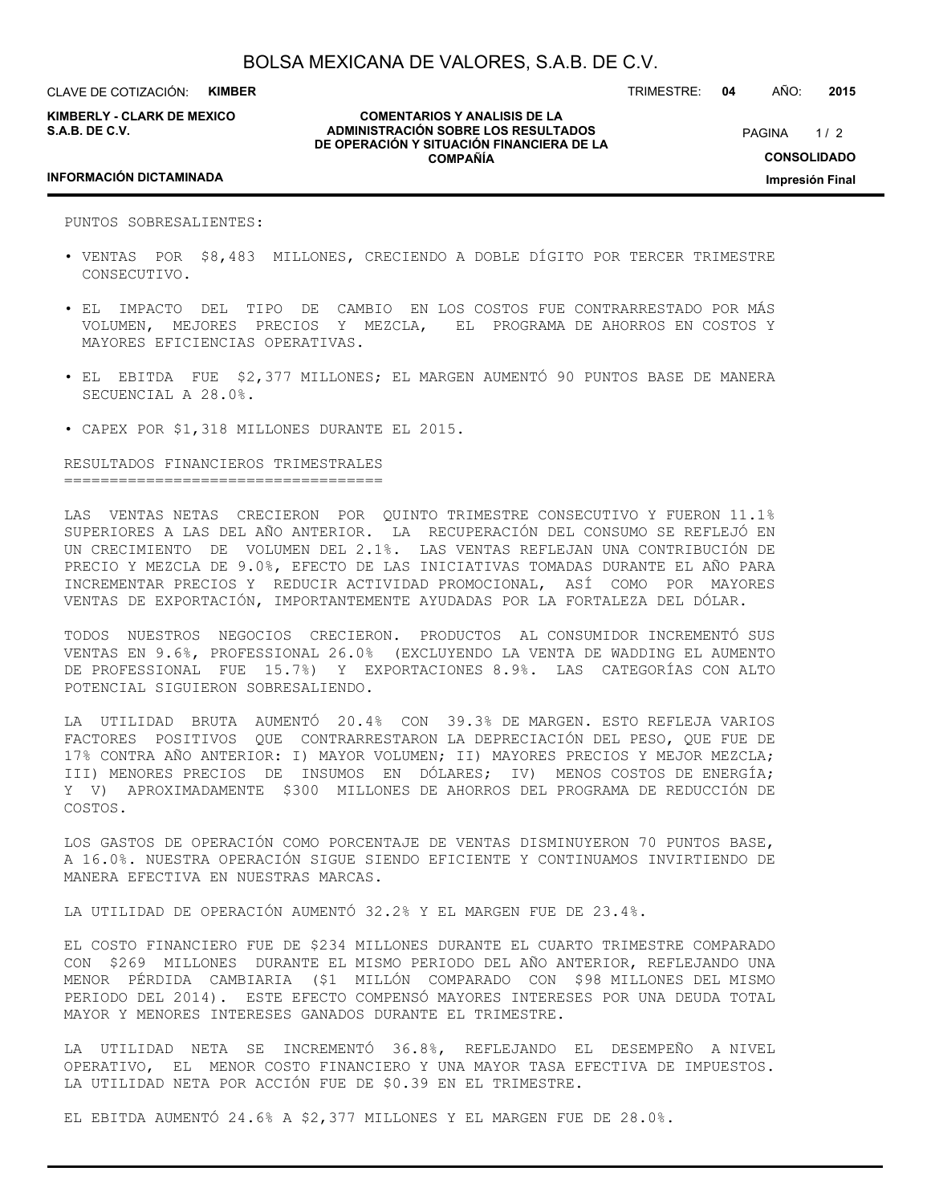PUNTOS SOBRESALIENTES:

- VENTAS POR $8,483 MILLONES, CRECIENDO A DOBLE DÍGITO POR TERCER TRIMESTRE CONSECUTIVO.
- EL IMPACTO DEL TIPO DE CAMBIO EN LOS COSTOS FUE CONTRARRESTADO POR MÁS VOLUMEN, MEJORES PRECIOS Y MEZCLA, EL PROGRAMA DE AHORROS EN COSTOS Y MAYORES EFICIENCIAS OPERATIVAS.
- EL EBITDA FUE $2,377 MILLONES; EL MARGEN AUMENTÓ 90 PUNTOS BASE DE MANERA SECUENCIAL A 28.0%.
- CAPEX POR $1,318 MILLONES DURANTE EL 2015.

## RESULTADOS FINANCIEROS TRIMESTRALES

LAS VENTAS NETAS CRECIERON POR QUINTO TRIMESTRE CONSECUTIVO Y FUERON 11.1% SUPERIORES A LAS DEL AÑO ANTERIOR. LA RECUPERACIÓN DEL CONSUMO SE REFLEJÓ EN UN CRECIMIENTO DE VOLUMEN DEL 2.1%. LAS VENTAS REFLEJAN UNA CONTRIBUCIÓN DE PRECIO Y MEZCLA DE 9.0%, EFECTO DE LAS INICIATIVAS TOMADAS DURANTE EL AÑO PARA INCREMENTAR PRECIOS Y REDUCIR ACTIVIDAD PROMOCIONAL, ASÍ COMO POR MAYORES VENTAS DE EXPORTACIÓN, IMPORTANTEMENTE AYUDADAS POR LA FORTALEZA DEL DÓLAR.

TODOS NUESTROS NEGOCIOS CRECIERON. PRODUCTOS AL CONSUMIDOR INCREMENTÓ SUS VENTAS EN 9.6%, PROFESSIONAL 26.0% (EXCLUYENDO LA VENTA DE WADDING EL AUMENTO DE PROFESSIONAL FUE 15.7%) Y EXPORTACIONES 8.9%. LAS CATEGORÍAS CON ALTO POTENCIAL SIGUIERON SOBRESALIENDO.

LA UTILIDAD BRUTA AUMENTÓ 20.4% CON 39.3% DE MARGEN. ESTO REFLEJA VARIOS FACTORES POSITIVOS QUE CONTRARRESTARON LA DEPRECIACIÓN DEL PESO, QUE FUE DE 17% CONTRA AÑO ANTERIOR: I) MAYOR VOLUMEN; II) MAYORES PRECIOS Y MEJOR MEZCLA; III) MENORES PRECIOS DE INSUMOS EN DÓLARES; IV) MENOS COSTOS DE ENERGÍA; Y V) APROXIMADAMENTE $300 MILLONES DE AHORROS DEL PROGRAMA DE REDUCCIÓN DE COSTOS.

LOS GASTOS DE OPERACIÓN COMO PORCENTAJE DE VENTAS DISMINUYERON 70 PUNTOS BASE, A 16.0%. NUESTRA OPERACIÓN SIGUE SIENDO EFICIENTE Y CONTINUAMOS INVIRTIENDO DE MANERA EFECTIVA EN NUESTRAS MARCAS.

LA UTILIDAD DE OPERACIÓN AUMENTÓ 32.2% Y EL MARGEN FUE DE 23.4%.

EL COSTO FINANCIERO FUE DE $234 MILLONES DURANTE EL CUARTO TRIMESTRE COMPARADO CON $269 MILLONES DURANTE EL MISMO PERIODO DEL AÑO ANTERIOR, REFLEJANDO UNA MENOR PÉRDIDA CAMBIARIA ($1 MILLÓN COMPARADO CON $98 MILLONES DEL MISMO PERIODO DEL 2014). ESTE EFECTO COMPENSÓ MAYORES INTERESES POR UNA DEUDA TOTAL MAYOR Y MENORES INTERESES GANADOS DURANTE EL TRIMESTRE.

LA UTILIDAD NETA SE INCREMENTÓ 36.8%, REFLEJANDO EL DESEMPEÑO A NIVEL OPERATIVO, EL MENOR COSTO FINANCIERO Y UNA MAYOR TASA EFECTIVA DE IMPUESTOS. LA UTILIDAD NETA POR ACCIÓN FUE DE $0.39 EN EL TRIMESTRE.

EL EBITDA AUMENTÓ 24.6% A $2,377 MILLONES Y EL MARGEN FUE DE 28.0%.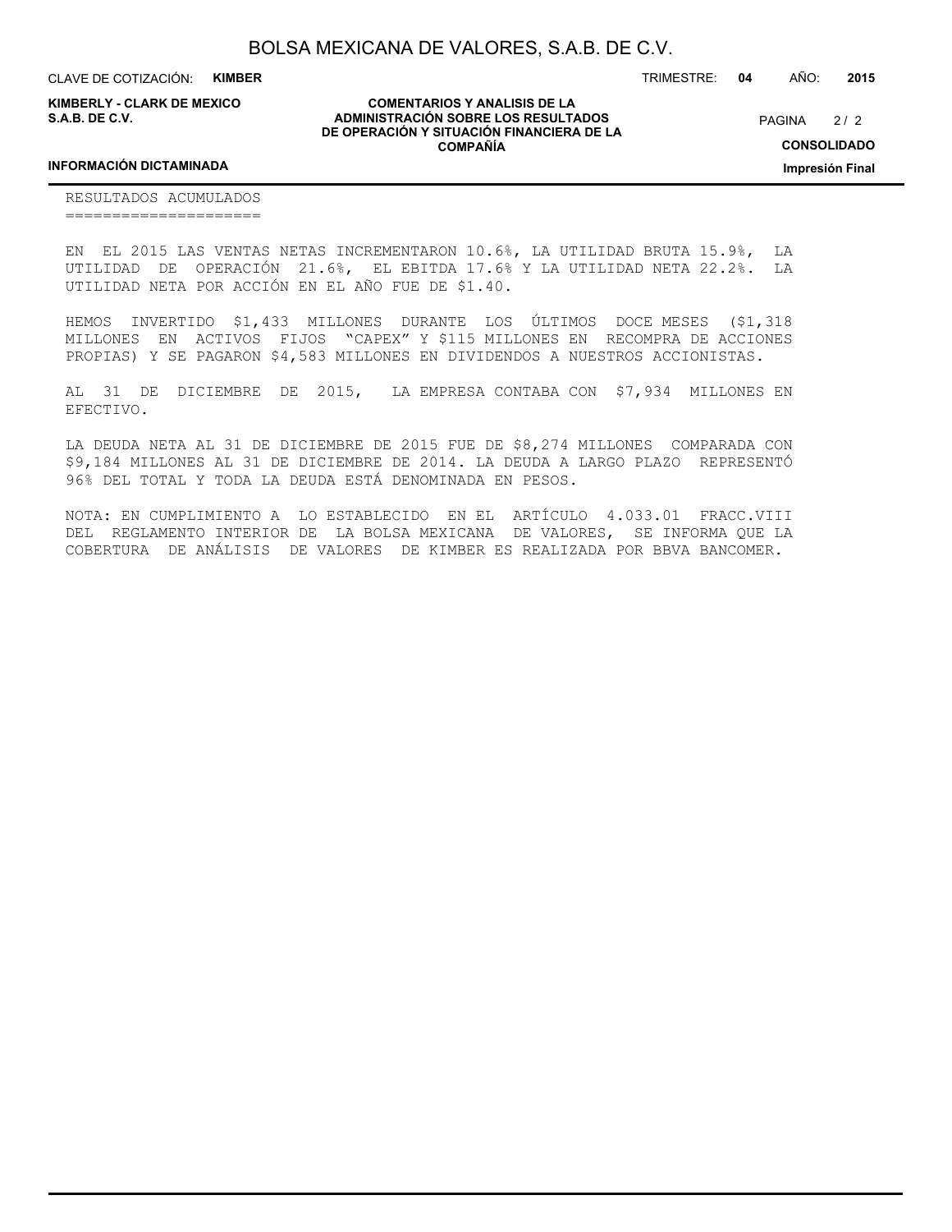## RESULTADOS ACUMULADOS

EN EL 2015 LAS VENTAS NETAS INCREMENTARON 10.6%, LA UTILIDAD BRUTA 15.9%, LA UTILIDAD DE OPERACIÓN 21.6%, EL EBITDA 17.6% Y LA UTILIDAD NETA 22.2%. LA UTILIDAD NETA POR ACCIÓN EN EL AÑO FUE DE $1.40.

HEMOS INVERTIDO $1,433 MILLONES DURANTE LOS ÚLTIMOS DOCE MESES ($1,318 MILLONES EN ACTIVOS FIJOS "CAPEX" Y $115 MILLONES EN RECOMPRA DE ACCIONES PROPIAS) Y SE PAGARON $4,583 MILLONES EN DIVIDENDOS A NUESTROS ACCIONISTAS.

AL 31 DE DICIEMBRE DE 2015, LA EMPRESA CONTABA CON $7,934 MILLONES EN EFECTIVO.

LA DEUDA NETA AL 31 DE DICIEMBRE DE 2015 FUE DE $8,274 MILLONES COMPARADA CON $9,184 MILLONES AL 31 DE DICIEMBRE DE 2014. LA DEUDA A LARGO PLAZO REPRESENTÓ 96% DEL TOTAL Y TODA LA DEUDA ESTÁ DENOMINADA EN PESOS.

NOTA: EN CUMPLIMIENTO A LO ESTABLECIDO EN EL ARTÍCULO 4.033.01 FRACC.VIII DEL REGLAMENTO INTERIOR DE LA BOLSA MEXICANA DE VALORES, SE INFORMA QUE LA COBERTURA DE ANÁLISIS DE VALORES DE KIMBER ES REALIZADA POR BBVA BANCOMER.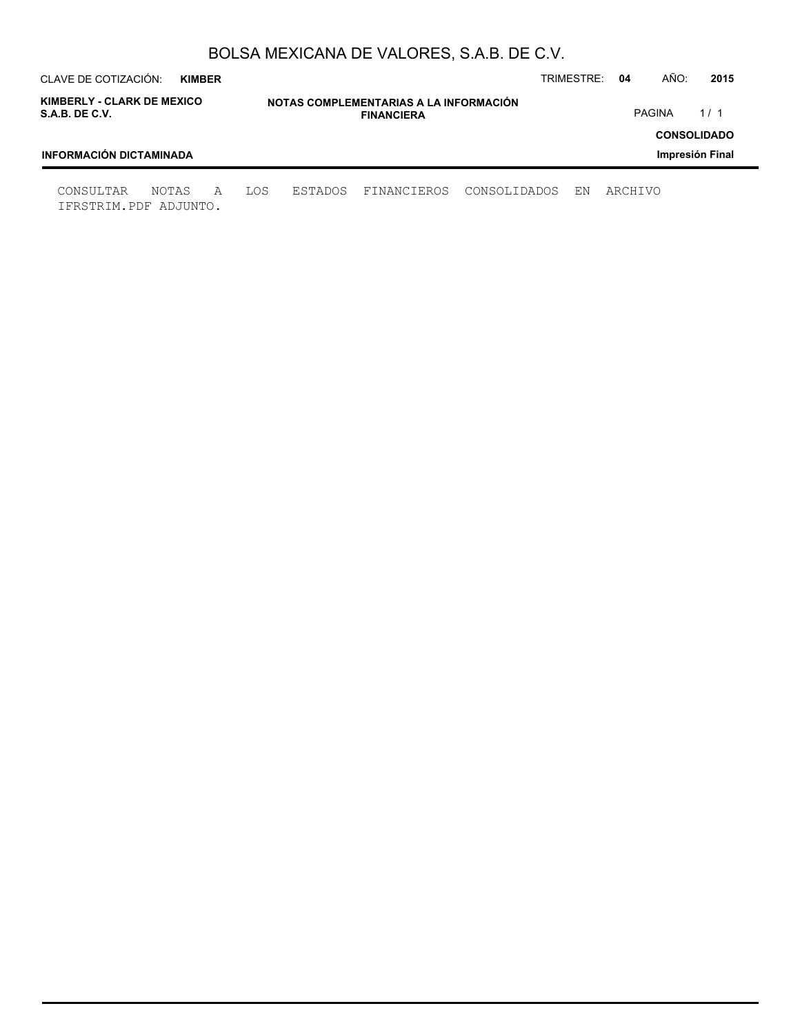# NOTAS COMPLEMENTARIAS A LA INFORMACIÓN FINANCIERA

CONSULTAR NOTAS A LOS ESTADOS FINANCIEROS CONSOLIDADOS EN ARCHIVO IFRSTRIM.PDF ADJUNTO.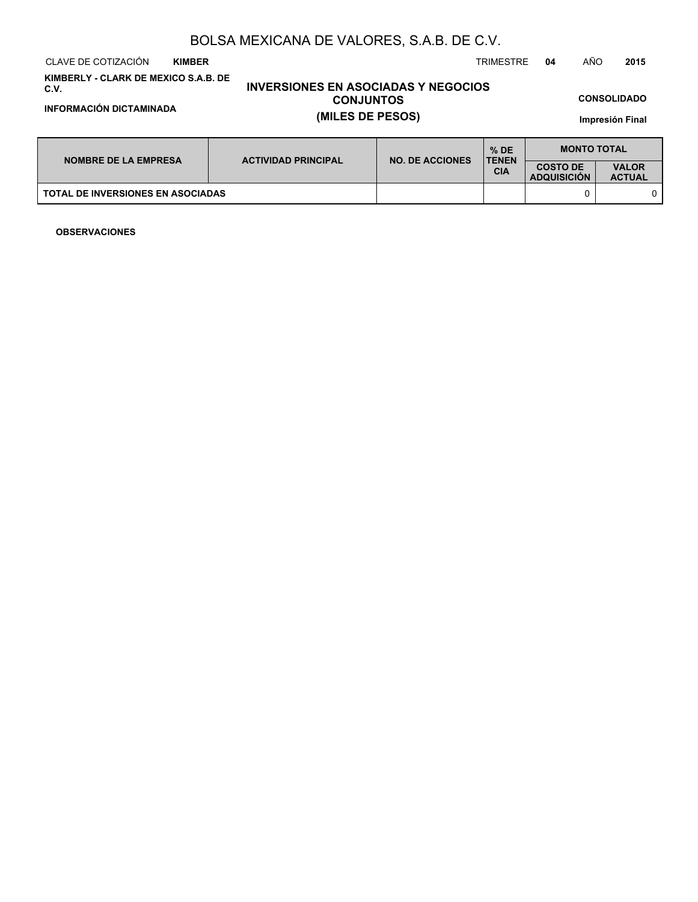BOLSA MEXICANA DE VALORES, S.A.B. DE C.V.

CLAVE DE COTIZACIÓN **KIMBER** TRIMESTRE **04** AÑO **2015**

**KIMBERLY - CLARK DE MEXICO S.A.B. DE C.V.**

**INFORMACIÓN DICTAMINADA**

## INVERSIONES EN ASOCIADAS Y NEGOCIOS CONJUNTOS
## (MILES DE PESOS)

**CONSOLIDADO**

**Impresión Final**

| NOMBRE DE LA EMPRESA | ACTIVIDAD PRINCIPAL | NO. DE ACCIONES | % DE TENENCIA | MONTO TOTAL | |
|---|---|---|---|---|---|
| | | | | COSTO DE ADQUISICIÓN | VALOR ACTUAL |
| TOTAL DE INVERSIONES EN ASOCIADAS | | | | 0 | 0 |

**OBSERVACIONES**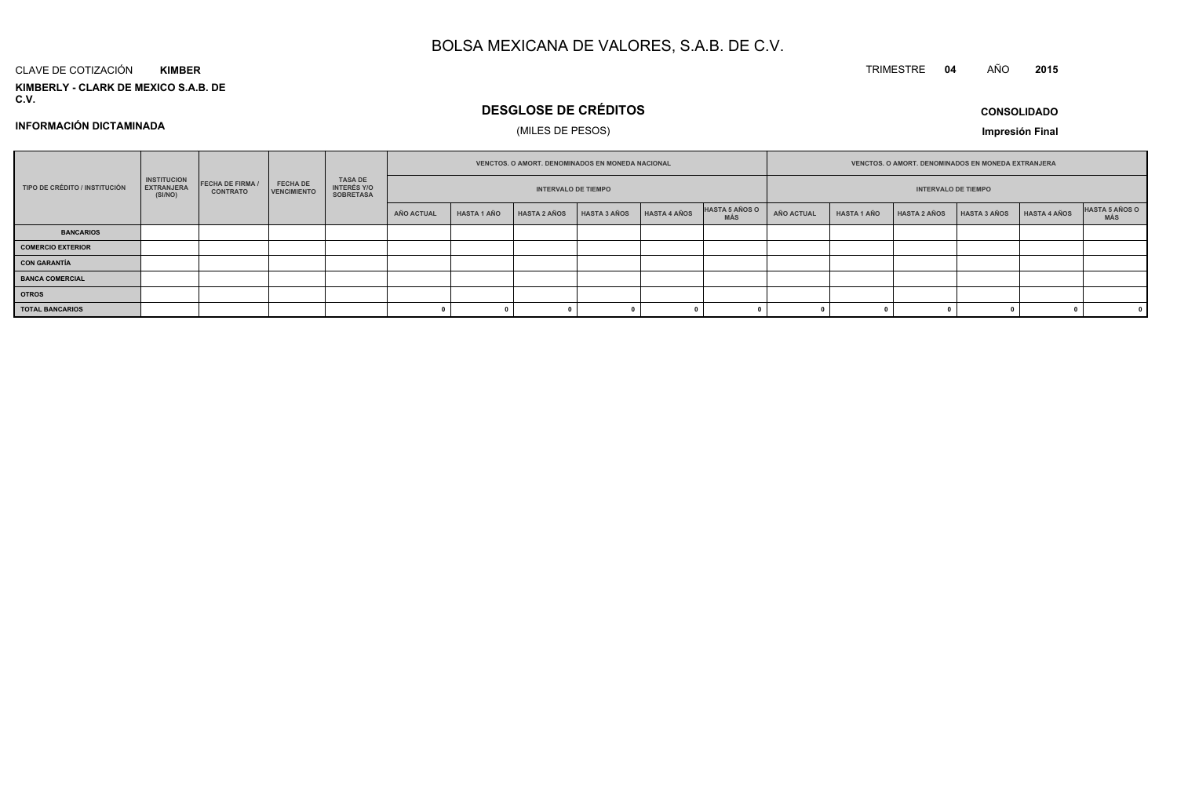# BOLSA MEXICANA DE VALORES, S.A.B. DE C.V.

CLAVE DE COTIZACIÓN **KIMBER**

TRIMESTRE **04** AÑO **2015**

**KIMBERLY - CLARK DE MEXICO S.A.B. DE C.V.**

## DESGLOSE DE CRÉDITOS

(MILES DE PESOS)

**INFORMACIÓN DICTAMINADA**

**CONSOLIDADO**

**Impresión Final**

| TIPO DE CRÉDITO / INSTITUCIÓN | INSTITUCION EXTRANJERA (SI/NO) | FECHA DE FIRMA / CONTRATO | FECHA DE VENCIMIENTO | TASA DE INTERÉS Y/O SOBRETASA | VENCTOS. O AMORT. DENOMINADOS EN MONEDA NACIONAL | | | | | | VENCTOS. O AMORT. DENOMINADOS EN MONEDA EXTRANJERA | | | | | |
|---|---|---|---|---|---|---|---|---|---|---|---|---|---|---|---|---|
| | | | | | INTERVALO DE TIEMPO | | | | | | INTERVALO DE TIEMPO | | | | | |
| | | | | | AÑO ACTUAL | HASTA 1 AÑO | HASTA 2 AÑOS | HASTA 3 AÑOS | HASTA 4 AÑOS | HASTA 5 AÑOS O MÁS | AÑO ACTUAL | HASTA 1 AÑO | HASTA 2 AÑOS | HASTA 3 AÑOS | HASTA 4 AÑOS | HASTA 5 AÑOS O MÁS |
| **BANCARIOS** | | | | | | | | | | | | | | | | |
| **COMERCIO EXTERIOR** | | | | | | | | | | | | | | | | |
| **CON GARANTÍA** | | | | | | | | | | | | | | | | |
| **BANCA COMERCIAL** | | | | | | | | | | | | | | | | |
| **OTROS** | | | | | | | | | | | | | | | | |
| **TOTAL BANCARIOS** | | | | | 0 | 0 | 0 | 0 | 0 | 0 | 0 | 0 | 0 | 0 | 0 | 0 |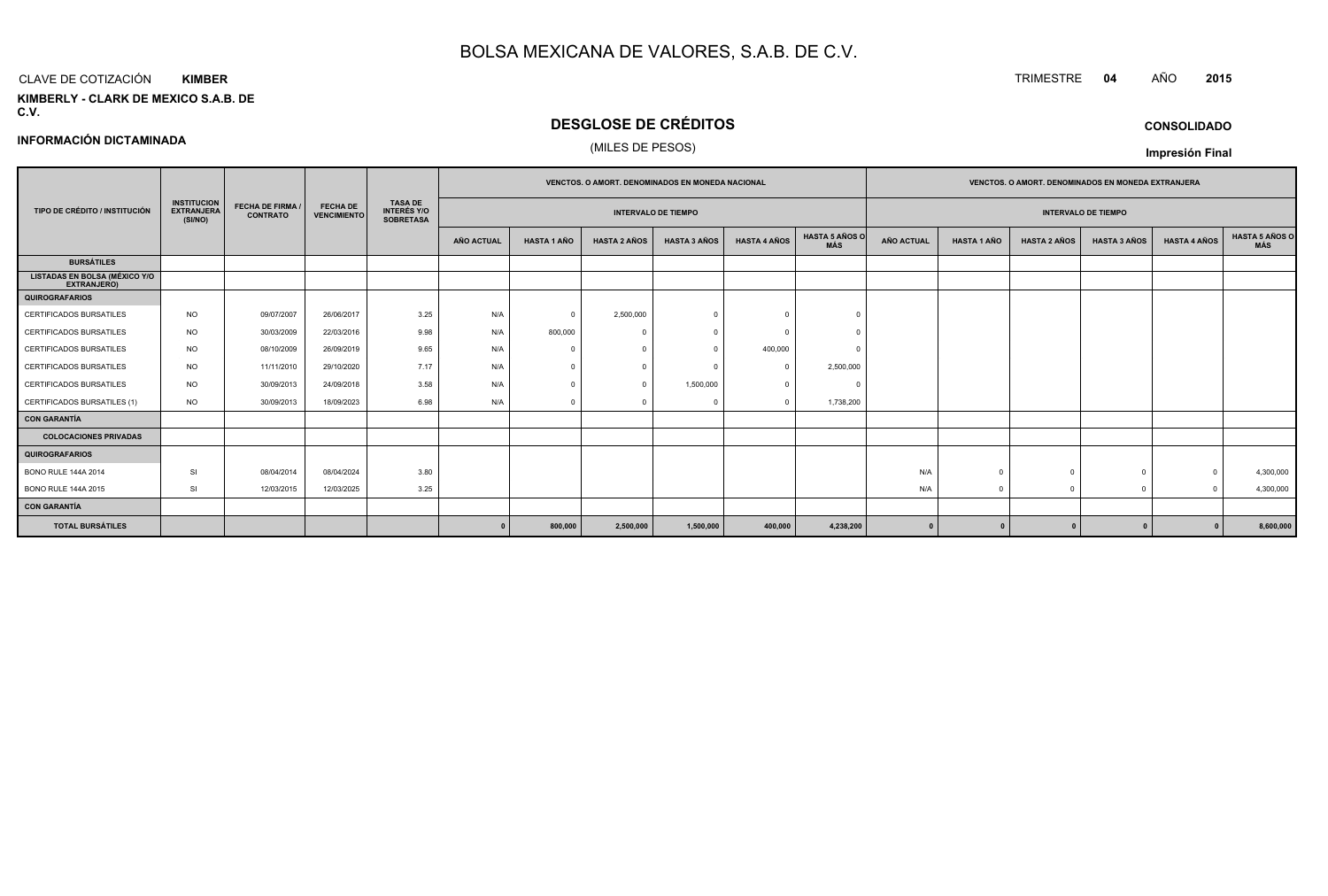# BOLSA MEXICANA DE VALORES, S.A.B. DE C.V.

CLAVE DE COTIZACIÓN **KIMBER**

TRIMESTRE **04** AÑO **2015**

**KIMBERLY - CLARK DE MEXICO S.A.B. DE C.V.**

## DESGLOSE DE CRÉDITOS

(MILES DE PESOS)

**CONSOLIDADO**

**INFORMACIÓN DICTAMINADA**

**Impresión Final**

| TIPO DE CRÉDITO / INSTITUCIÓN | INSTITUCION EXTRANJERA (SI/NO) | FECHA DE FIRMA / CONTRATO | FECHA DE VENCIMIENTO | TASA DE INTERÉS Y/O SOBRETASA | VENCTOS. O AMORT. DENOMINADOS EN MONEDA NACIONAL | | | | | | VENCTOS. O AMORT. DENOMINADOS EN MONEDA EXTRANJERA | | | | | |
|---|---|---|---|---|---|---|---|---|---|---|---|---|---|---|---|---|
| | | | | | INTERVALO DE TIEMPO | | | | | | INTERVALO DE TIEMPO | | | | | |
| | | | | | AÑO ACTUAL | HASTA 1 AÑO | HASTA 2 AÑOS | HASTA 3 AÑOS | HASTA 4 AÑOS | HASTA 5 AÑOS O MÁS | AÑO ACTUAL | HASTA 1 AÑO | HASTA 2 AÑOS | HASTA 3 AÑOS | HASTA 4 AÑOS | HASTA 5 AÑOS O MÁS |
| **BURSÁTILES** | | | | | | | | | | | | | | | | |
| **LISTADAS EN BOLSA (MÉXICO Y/O EXTRANJERO)** | | | | | | | | | | | | | | | | |
| **QUIROGRAFARIOS** | | | | | | | | | | | | | | | | |
| CERTIFICADOS BURSATILES | NO | 09/07/2007 | 26/06/2017 | 3.25 | N/A | 0 | 2,500,000 | 0 | 0 | 0 | | | | | | |
| CERTIFICADOS BURSATILES | NO | 30/03/2009 | 22/03/2016 | 9.98 | N/A | 800,000 | 0 | 0 | 0 | 0 | | | | | | |
| CERTIFICADOS BURSATILES | NO | 08/10/2009 | 26/09/2019 | 9.65 | N/A | 0 | 0 | 0 | 400,000 | 0 | | | | | | |
| CERTIFICADOS BURSATILES | NO | 11/11/2010 | 29/10/2020 | 7.17 | N/A | 0 | 0 | 0 | 0 | 2,500,000 | | | | | | |
| CERTIFICADOS BURSATILES | NO | 30/09/2013 | 24/09/2018 | 3.58 | N/A | 0 | 0 | 1,500,000 | 0 | 0 | | | | | | |
| CERTIFICADOS BURSATILES (1) | NO | 30/09/2013 | 18/09/2023 | 6.98 | N/A | 0 | 0 | 0 | 0 | 1,738,200 | | | | | | |
| **CON GARANTÍA** | | | | | | | | | | | | | | | | |
| **COLOCACIONES PRIVADAS** | | | | | | | | | | | | | | | | |
| **QUIROGRAFARIOS** | | | | | | | | | | | | | | | | |
| BONO RULE 144A 2014 | SI | 08/04/2014 | 08/04/2024 | 3.80 | | | | | | | N/A | 0 | 0 | 0 | 0 | 4,300,000 |
| BONO RULE 144A 2015 | SI | 12/03/2015 | 12/03/2025 | 3.25 | | | | | | | N/A | 0 | 0 | 0 | 0 | 4,300,000 |
| **CON GARANTÍA** | | | | | | | | | | | | | | | | |
| **TOTAL BURSÁTILES** | | | | | **0** | **800,000** | **2,500,000** | **1,500,000** | **400,000** | **4,238,200** | **0** | **0** | **0** | **0** | **0** | **8,600,000** |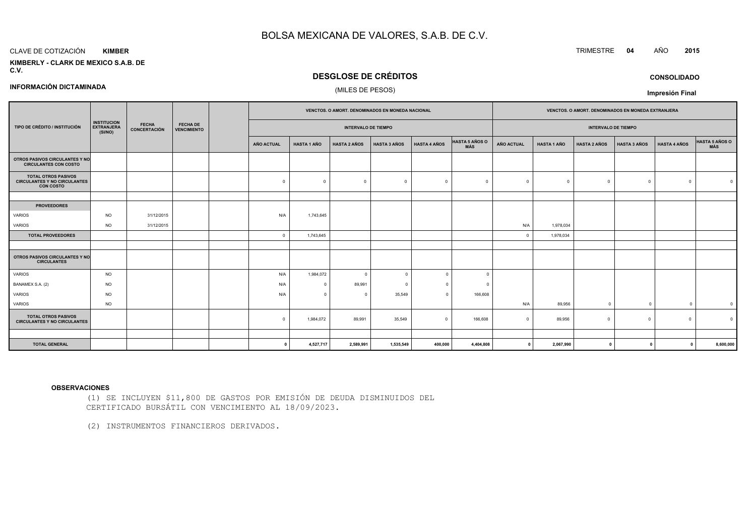# BOLSA MEXICANA DE VALORES, S.A.B. DE C.V.

CLAVE DE COTIZACIÓN **KIMBER**

TRIMESTRE **04** AÑO **2015**

**KIMBERLY - CLARK DE MEXICO S.A.B. DE C.V.**

## DESGLOSE DE CRÉDITOS

(MILES DE PESOS)

**CONSOLIDADO**

**INFORMACIÓN DICTAMINADA**

**Impresión Final**

| TIPO DE CRÉDITO / INSTITUCIÓN | INSTITUCION EXTRANJERA (SI/NO) | FECHA CONCERTACIÓN | FECHA DE VENCIMIENTO | | VENCTOS. O AMORT. DENOMINADOS EN MONEDA NACIONAL | | | | | | VENCTOS. O AMORT. DENOMINADOS EN MONEDA EXTRANJERA | | | | | |
|---|---|---|---|---|---|---|---|---|---|---|---|---|---|---|---|---|
| | | | | | INTERVALO DE TIEMPO | | | | | | INTERVALO DE TIEMPO | | | | | |
| | | | | | AÑO ACTUAL | HASTA 1 AÑO | HASTA 2 AÑOS | HASTA 3 AÑOS | HASTA 4 AÑOS | HASTA 5 AÑOS O MÁS | AÑO ACTUAL | HASTA 1 AÑO | HASTA 2 AÑOS | HASTA 3 AÑOS | HASTA 4 AÑOS | HASTA 5 AÑOS O MÁS |
| **OTROS PASIVOS CIRCULANTES Y NO CIRCULANTES CON COSTO** | | | | | | | | | | | | | | | | |
| **TOTAL OTROS PASIVOS CIRCULANTES Y NO CIRCULANTES CON COSTO** | | | | | 0 | 0 | 0 | 0 | 0 | 0 | 0 | 0 | 0 | 0 | 0 | 0 |
| | | | | | | | | | | | | | | | | |
| **PROVEEDORES** | | | | | | | | | | | | | | | | |
| VARIOS | NO | 31/12/2015 | | | N/A | 1,743,645 | | | | | | | | | | |
| VARIOS | NO | 31/12/2015 | | | | | | | | | N/A | 1,978,034 | | | | |
| **TOTAL PROVEEDORES** | | | | | 0 | 1,743,645 | | | | | 0 | 1,978,034 | | | | |
| | | | | | | | | | | | | | | | | |
| **OTROS PASIVOS CIRCULANTES Y NO CIRCULANTES** | | | | | | | | | | | | | | | | |
| VARIOS | NO | | | | N/A | 1,984,072 | 0 | 0 | 0 | 0 | | | | | | |
| BANAMEX S.A. (2) | NO | | | | N/A | 0 | 89,991 | 0 | 0 | 0 | | | | | | |
| VARIOS | NO | | | | N/A | 0 | 0 | 35,549 | 0 | 166,608 | | | | | | |
| VARIOS | NO | | | | | | | | | | N/A | 89,956 | 0 | 0 | 0 | 0 |
| **TOTAL OTROS PASIVOS CIRCULANTES Y NO CIRCULANTES** | | | | | 0 | 1,984,072 | 89,991 | 35,549 | 0 | 166,608 | 0 | 89,956 | 0 | 0 | 0 | 0 |
| | | | | | | | | | | | | | | | | |
| **TOTAL GENERAL** | | | | | **0** | **4,527,717** | **2,589,991** | **1,535,549** | **400,000** | **4,404,808** | **0** | **2,067,990** | **0** | **0** | **0** | **8,600,000** |

**OBSERVACIONES**

(1) SE INCLUYEN $11,800 DE GASTOS POR EMISIÓN DE DEUDA DISMINUIDOS DEL CERTIFICADO BURSÁTIL CON VENCIMIENTO AL 18/09/2023.

(2) INSTRUMENTOS FINANCIEROS DERIVADOS.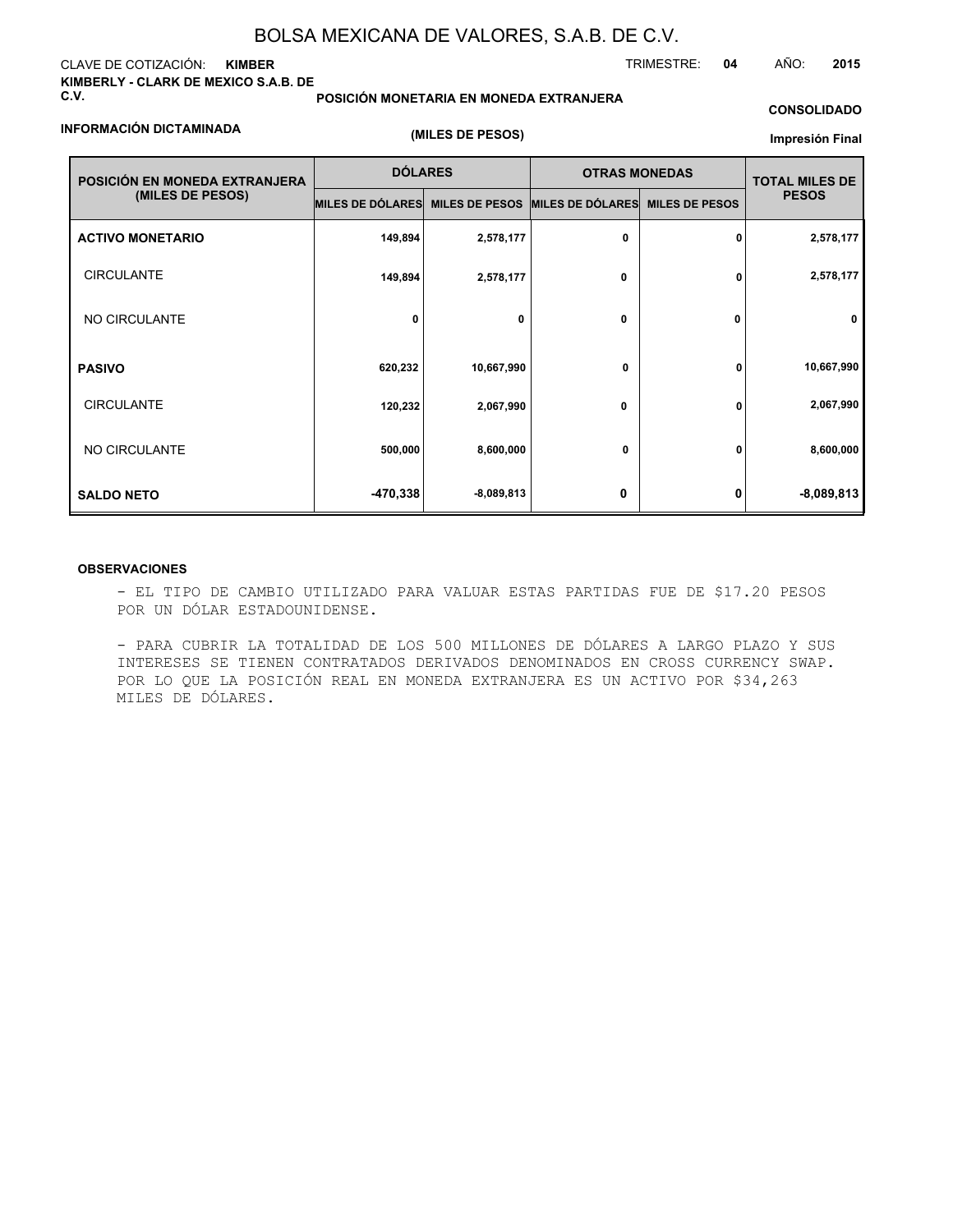# BOLSA MEXICANA DE VALORES, S.A.B. DE C.V.

CLAVE DE COTIZACIÓN: **KIMBER**

**KIMBERLY - CLARK DE MEXICO S.A.B. DE C.V.**

TRIMESTRE: **04** AÑO: **2015**

**POSICIÓN MONETARIA EN MONEDA EXTRANJERA**

**CONSOLIDADO**

**INFORMACIÓN DICTAMINADA**

**(MILES DE PESOS)**

**Impresión Final**

| POSICIÓN EN MONEDA EXTRANJERA (MILES DE PESOS) | DÓLARES | | OTRAS MONEDAS | | TOTAL MILES DE PESOS |
|---|---|---|---|---|---|
| | MILES DE DÓLARES | MILES DE PESOS | MILES DE DÓLARES | MILES DE PESOS | |
| **ACTIVO MONETARIO** | 149,894 | 2,578,177 | 0 | 0 | 2,578,177 |
| CIRCULANTE | 149,894 | 2,578,177 | 0 | 0 | 2,578,177 |
| NO CIRCULANTE | 0 | 0 | 0 | 0 | 0 |
| **PASIVO** | 620,232 | 10,667,990 | 0 | 0 | 10,667,990 |
| CIRCULANTE | 120,232 | 2,067,990 | 0 | 0 | 2,067,990 |
| NO CIRCULANTE | 500,000 | 8,600,000 | 0 | 0 | 8,600,000 |
| **SALDO NETO** | -470,338 | -8,089,813 | 0 | 0 | -8,089,813 |

**OBSERVACIONES**

- EL TIPO DE CAMBIO UTILIZADO PARA VALUAR ESTAS PARTIDAS FUE DE $17.20 PESOS POR UN DÓLAR ESTADOUNIDENSE.

- PARA CUBRIR LA TOTALIDAD DE LOS 500 MILLONES DE DÓLARES A LARGO PLAZO Y SUS INTERESES SE TIENEN CONTRATADOS DERIVADOS DENOMINADOS EN CROSS CURRENCY SWAP. POR LO QUE LA POSICIÓN REAL EN MONEDA EXTRANJERA ES UN ACTIVO POR $34,263 MILES DE DÓLARES.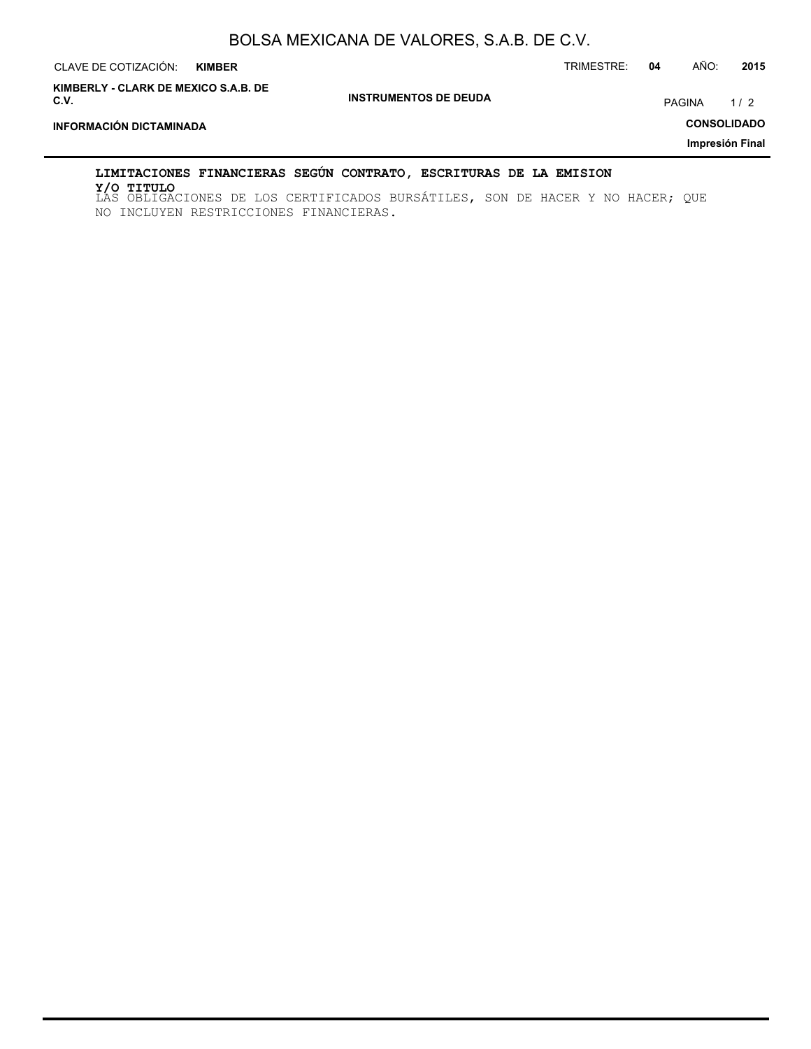**LIMITACIONES FINANCIERAS SEGÚN CONTRATO, ESCRITURAS DE LA EMISION Y/O TITULO**

LAS OBLIGACIONES DE LOS CERTIFICADOS BURSÁTILES, SON DE HACER Y NO HACER; QUE NO INCLUYEN RESTRICCIONES FINANCIERAS.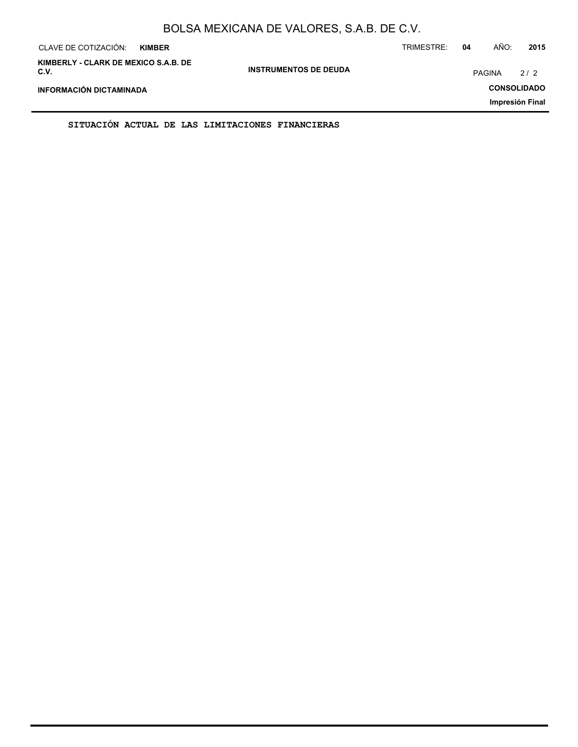SITUACIÓN ACTUAL DE LAS LIMITACIONES FINANCIERAS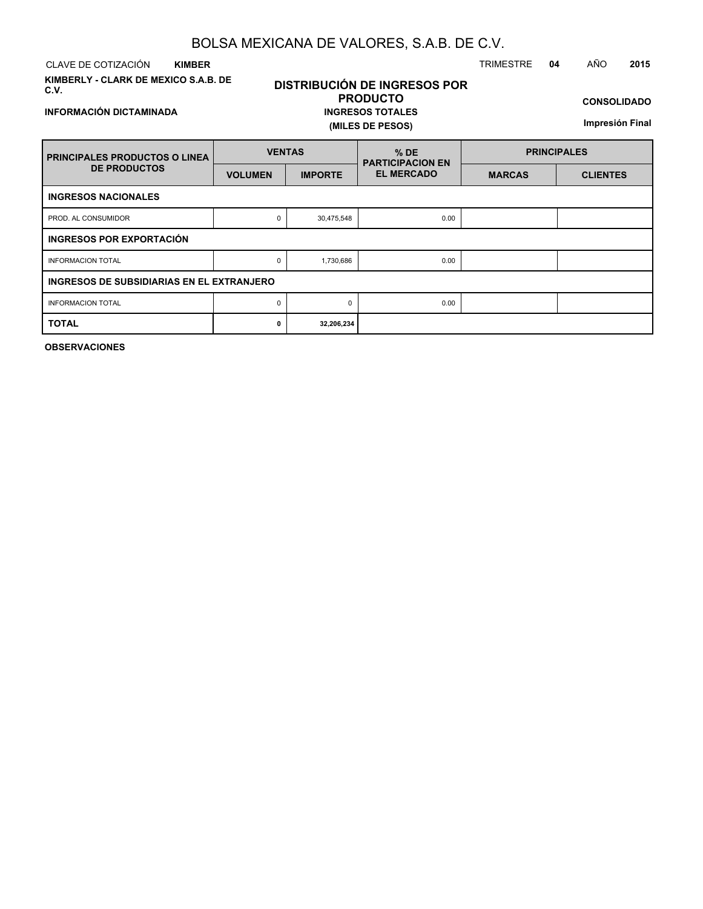# BOLSA MEXICANA DE VALORES, S.A.B. DE C.V.

CLAVE DE COTIZACIÓN **KIMBER** TRIMESTRE **04** AÑO **2015**

**KIMBERLY - CLARK DE MEXICO S.A.B. DE C.V.**

**INFORMACIÓN DICTAMINADA**

## DISTRIBUCIÓN DE INGRESOS POR PRODUCTO

**INGRESOS TOTALES**

**(MILES DE PESOS)**

**CONSOLIDADO**

**Impresión Final**

| PRINCIPALES PRODUCTOS O LINEA DE PRODUCTOS | VENTAS | | % DE PARTICIPACION EN EL MERCADO | PRINCIPALES | |
|---|---|---|---|---|---|
| | VOLUMEN | IMPORTE | | MARCAS | CLIENTES |
| **INGRESOS NACIONALES** | | | | | |
| PROD. AL CONSUMIDOR | 0 | 30,475,548 | 0.00 | | |
| **INGRESOS POR EXPORTACIÓN** | | | | | |
| INFORMACION TOTAL | 0 | 1,730,686 | 0.00 | | |
| **INGRESOS DE SUBSIDIARIAS EN EL EXTRANJERO** | | | | | |
| INFORMACION TOTAL | 0 | 0 | 0.00 | | |
| **TOTAL** | **0** | **32,206,234** | | | |

**OBSERVACIONES**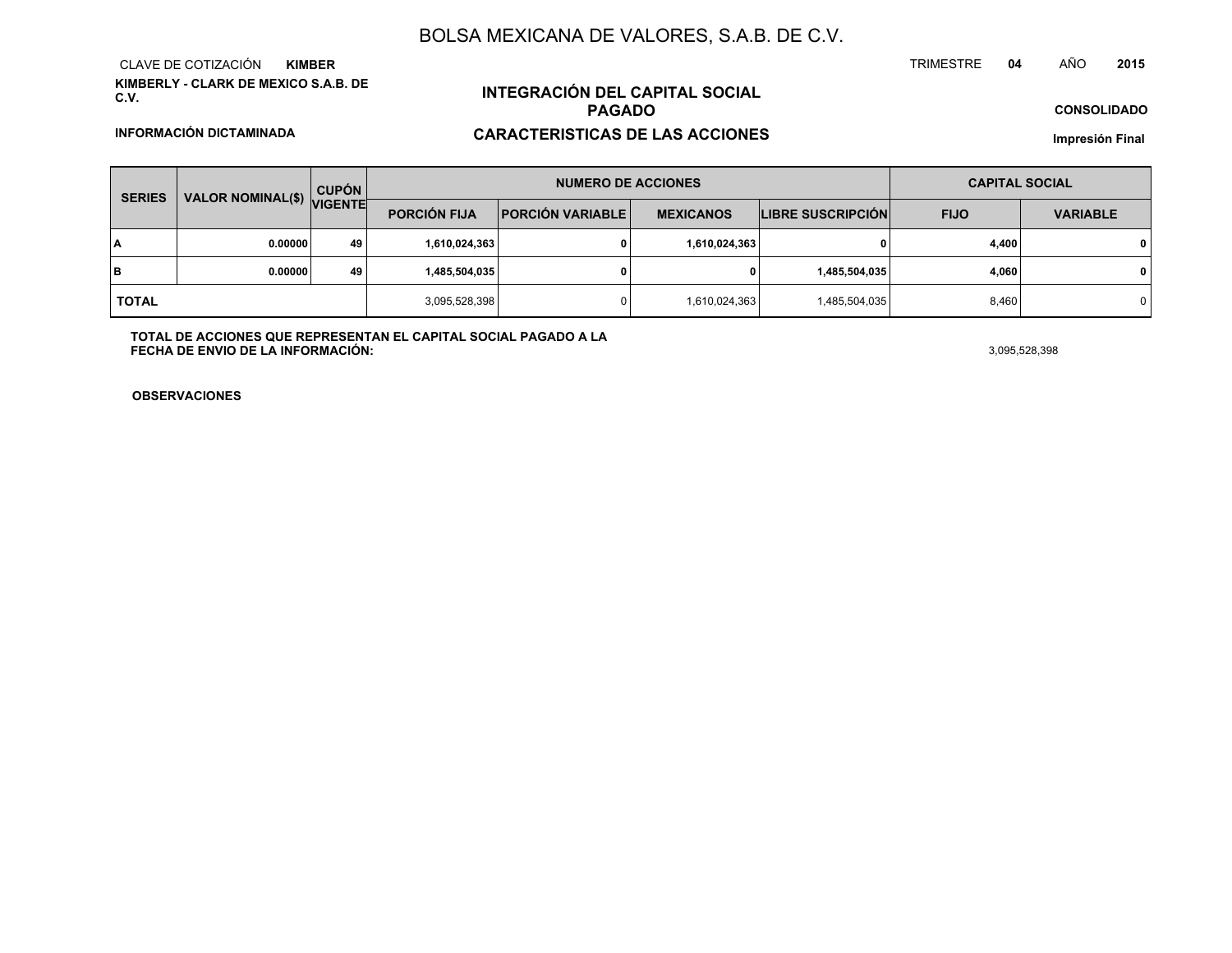# BOLSA MEXICANA DE VALORES, S.A.B. DE C.V.

CLAVE DE COTIZACIÓN **KIMBER**

TRIMESTRE **04** AÑO **2015**

**KIMBERLY - CLARK DE MEXICO S.A.B. DE C.V.**

## INTEGRACIÓN DEL CAPITAL SOCIAL PAGADO

**CONSOLIDADO**

**INFORMACIÓN DICTAMINADA**

## CARACTERISTICAS DE LAS ACCIONES

**Impresión Final**

| SERIES | VALOR NOMINAL($) | CUPÓN VIGENTE | NUMERO DE ACCIONES | | | | CAPITAL SOCIAL | |
|---|---|---|---|---|---|---|---|---|
| | | | PORCIÓN FIJA | PORCIÓN VARIABLE | MEXICANOS | LIBRE SUSCRIPCIÓN | FIJO | VARIABLE |
| A | 0.00000 | 49 | 1,610,024,363 | 0 | 1,610,024,363 | 0 | 4,400 | 0 |
| B | 0.00000 | 49 | 1,485,504,035 | 0 | 0 | 1,485,504,035 | 4,060 | 0 |
| TOTAL | | | 3,095,528,398 | 0 | 1,610,024,363 | 1,485,504,035 | 8,460 | 0 |

**TOTAL DE ACCIONES QUE REPRESENTAN EL CAPITAL SOCIAL PAGADO A LA FECHA DE ENVIO DE LA INFORMACIÓN:** 3,095,528,398

**OBSERVACIONES**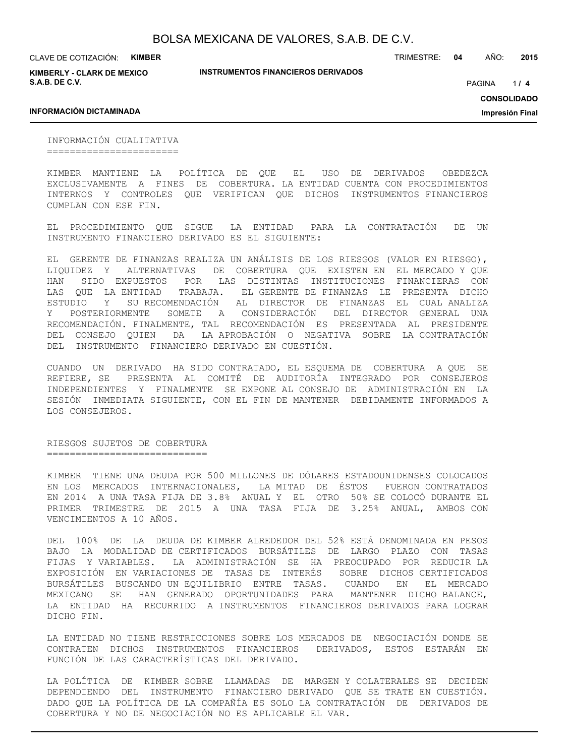## INFORMACIÓN CUALITATIVA

KIMBER MANTIENE LA POLÍTICA DE QUE EL USO DE DERIVADOS OBEDEZCA EXCLUSIVAMENTE A FINES DE COBERTURA. LA ENTIDAD CUENTA CON PROCEDIMIENTOS INTERNOS Y CONTROLES QUE VERIFICAN QUE DICHOS INSTRUMENTOS FINANCIEROS CUMPLAN CON ESE FIN.

EL PROCEDIMIENTO QUE SIGUE LA ENTIDAD PARA LA CONTRATACIÓN DE UN INSTRUMENTO FINANCIERO DERIVADO ES EL SIGUIENTE:

EL GERENTE DE FINANZAS REALIZA UN ANÁLISIS DE LOS RIESGOS (VALOR EN RIESGO), LIQUIDEZ Y ALTERNATIVAS DE COBERTURA QUE EXISTEN EN EL MERCADO Y QUE HAN SIDO EXPUESTOS POR LAS DISTINTAS INSTITUCIONES FINANCIERAS CON LAS QUE LA ENTIDAD TRABAJA. EL GERENTE DE FINANZAS LE PRESENTA DICHO ESTUDIO Y SU RECOMENDACIÓN AL DIRECTOR DE FINANZAS EL CUAL ANALIZA Y POSTERIORMENTE SOMETE A CONSIDERACIÓN DEL DIRECTOR GENERAL UNA RECOMENDACIÓN. FINALMENTE, TAL RECOMENDACIÓN ES PRESENTADA AL PRESIDENTE DEL CONSEJO QUIEN DA LA APROBACIÓN O NEGATIVA SOBRE LA CONTRATACIÓN DEL INSTRUMENTO FINANCIERO DERIVADO EN CUESTIÓN.

CUANDO UN DERIVADO HA SIDO CONTRATADO, EL ESQUEMA DE COBERTURA A QUE SE REFIERE, SE PRESENTA AL COMITÉ DE AUDITORÍA INTEGRADO POR CONSEJEROS INDEPENDIENTES Y FINALMENTE SE EXPONE AL CONSEJO DE ADMINISTRACIÓN EN LA SESIÓN INMEDIATA SIGUIENTE, CON EL FIN DE MANTENER DEBIDAMENTE INFORMADOS A LOS CONSEJEROS.

## RIESGOS SUJETOS DE COBERTURA

KIMBER TIENE UNA DEUDA POR 500 MILLONES DE DÓLARES ESTADOUNIDENSES COLOCADOS EN LOS MERCADOS INTERNACIONALES, LA MITAD DE ÉSTOS FUERON CONTRATADOS EN 2014 A UNA TASA FIJA DE 3.8% ANUAL Y EL OTRO 50% SE COLOCÓ DURANTE EL PRIMER TRIMESTRE DE 2015 A UNA TASA FIJA DE 3.25% ANUAL, AMBOS CON VENCIMIENTOS A 10 AÑOS.

DEL 100% DE LA DEUDA DE KIMBER ALREDEDOR DEL 52% ESTÁ DENOMINADA EN PESOS BAJO LA MODALIDAD DE CERTIFICADOS BURSÁTILES DE LARGO PLAZO CON TASAS FIJAS Y VARIABLES. LA ADMINISTRACIÓN SE HA PREOCUPADO POR REDUCIR LA EXPOSICIÓN EN VARIACIONES DE TASAS DE INTERÉS SOBRE DICHOS CERTIFICADOS BURSÁTILES BUSCANDO UN EQUILIBRIO ENTRE TASAS. CUANDO EN EL MERCADO MEXICANO SE HAN GENERADO OPORTUNIDADES PARA MANTENER DICHO BALANCE, LA ENTIDAD HA RECURRIDO A INSTRUMENTOS FINANCIEROS DERIVADOS PARA LOGRAR DICHO FIN.

LA ENTIDAD NO TIENE RESTRICCIONES SOBRE LOS MERCADOS DE NEGOCIACIÓN DONDE SE CONTRATEN DICHOS INSTRUMENTOS FINANCIEROS DERIVADOS, ESTOS ESTARÁN EN FUNCIÓN DE LAS CARACTERÍSTICAS DEL DERIVADO.

LA POLÍTICA DE KIMBER SOBRE LLAMADAS DE MARGEN Y COLATERALES SE DECIDEN DEPENDIENDO DEL INSTRUMENTO FINANCIERO DERIVADO QUE SE TRATE EN CUESTIÓN. DADO QUE LA POLÍTICA DE LA COMPAÑÍA ES SOLO LA CONTRATACIÓN DE DERIVADOS DE COBERTURA Y NO DE NEGOCIACIÓN NO ES APLICABLE EL VAR.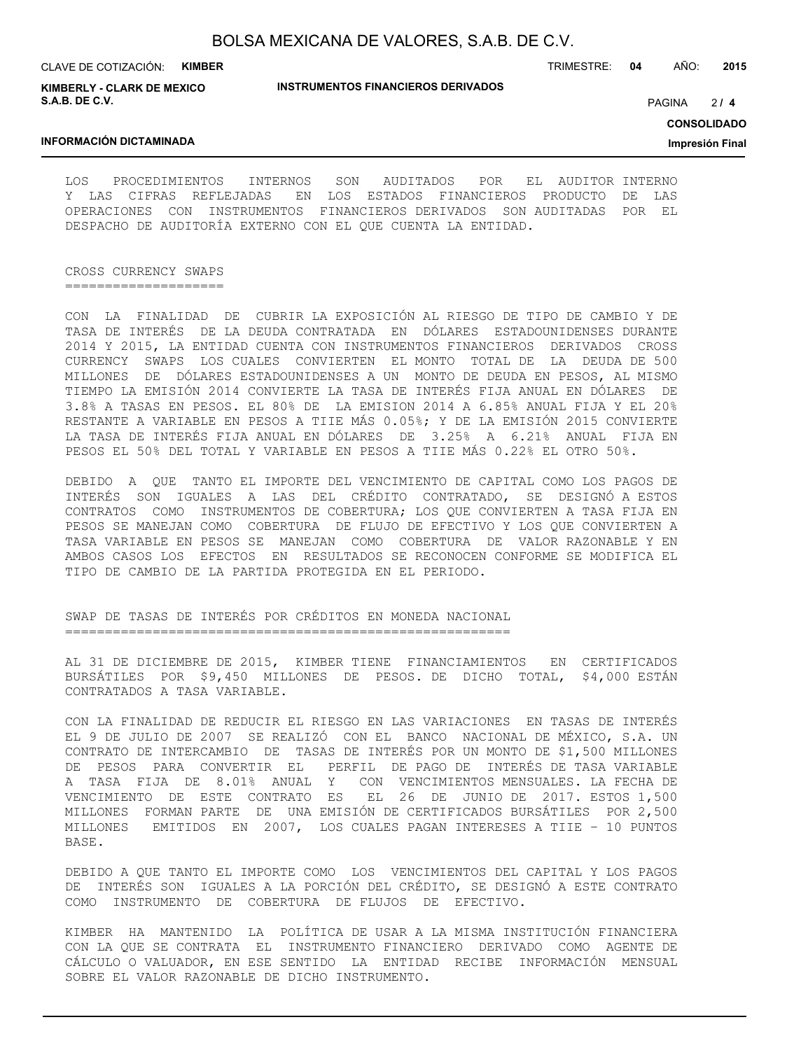LOS PROCEDIMIENTOS INTERNOS SON AUDITADOS POR EL AUDITOR INTERNO Y LAS CIFRAS REFLEJADAS EN LOS ESTADOS FINANCIEROS PRODUCTO DE LAS OPERACIONES CON INSTRUMENTOS FINANCIEROS DERIVADOS SON AUDITADAS POR EL DESPACHO DE AUDITORÍA EXTERNO CON EL QUE CUENTA LA ENTIDAD.

## CROSS CURRENCY SWAPS

CON LA FINALIDAD DE CUBRIR LA EXPOSICIÓN AL RIESGO DE TIPO DE CAMBIO Y DE TASA DE INTERÉS DE LA DEUDA CONTRATADA EN DÓLARES ESTADOUNIDENSES DURANTE 2014 Y 2015, LA ENTIDAD CUENTA CON INSTRUMENTOS FINANCIEROS DERIVADOS CROSS CURRENCY SWAPS LOS CUALES CONVIERTEN EL MONTO TOTAL DE LA DEUDA DE 500 MILLONES DE DÓLARES ESTADOUNIDENSES A UN MONTO DE DEUDA EN PESOS, AL MISMO TIEMPO LA EMISIÓN 2014 CONVIERTE LA TASA DE INTERÉS FIJA ANUAL EN DÓLARES DE 3.8% A TASAS EN PESOS. EL 80% DE LA EMISION 2014 A 6.85% ANUAL FIJA Y EL 20% RESTANTE A VARIABLE EN PESOS A TIIE MÁS 0.05%; Y DE LA EMISIÓN 2015 CONVIERTE LA TASA DE INTERÉS FIJA ANUAL EN DÓLARES DE 3.25% A 6.21% ANUAL FIJA EN PESOS EL 50% DEL TOTAL Y VARIABLE EN PESOS A TIIE MÁS 0.22% EL OTRO 50%.

DEBIDO A QUE TANTO EL IMPORTE DEL VENCIMIENTO DE CAPITAL COMO LOS PAGOS DE INTERÉS SON IGUALES A LAS DEL CRÉDITO CONTRATADO, SE DESIGNÓ A ESTOS CONTRATOS COMO INSTRUMENTOS DE COBERTURA; LOS QUE CONVIERTEN A TASA FIJA EN PESOS SE MANEJAN COMO COBERTURA DE FLUJO DE EFECTIVO Y LOS QUE CONVIERTEN A TASA VARIABLE EN PESOS SE MANEJAN COMO COBERTURA DE VALOR RAZONABLE Y EN AMBOS CASOS LOS EFECTOS EN RESULTADOS SE RECONOCEN CONFORME SE MODIFICA EL TIPO DE CAMBIO DE LA PARTIDA PROTEGIDA EN EL PERIODO.

## SWAP DE TASAS DE INTERÉS POR CRÉDITOS EN MONEDA NACIONAL

AL 31 DE DICIEMBRE DE 2015, KIMBER TIENE FINANCIAMIENTOS EN CERTIFICADOS BURSÁTILES POR $9,450 MILLONES DE PESOS. DE DICHO TOTAL, $4,000 ESTÁN CONTRATADOS A TASA VARIABLE.

CON LA FINALIDAD DE REDUCIR EL RIESGO EN LAS VARIACIONES EN TASAS DE INTERÉS EL 9 DE JULIO DE 2007 SE REALIZÓ CON EL BANCO NACIONAL DE MÉXICO, S.A. UN CONTRATO DE INTERCAMBIO DE TASAS DE INTERÉS POR UN MONTO DE $1,500 MILLONES DE PESOS PARA CONVERTIR EL PERFIL DE PAGO DE INTERÉS DE TASA VARIABLE A TASA FIJA DE 8.01% ANUAL Y CON VENCIMIENTOS MENSUALES. LA FECHA DE VENCIMIENTO DE ESTE CONTRATO ES EL 26 DE JUNIO DE 2017. ESTOS 1,500 MILLONES FORMAN PARTE DE UNA EMISIÓN DE CERTIFICADOS BURSÁTILES POR 2,500 MILLONES EMITIDOS EN 2007, LOS CUALES PAGAN INTERESES A TIIE – 10 PUNTOS BASE.

DEBIDO A QUE TANTO EL IMPORTE COMO LOS VENCIMIENTOS DEL CAPITAL Y LOS PAGOS DE INTERÉS SON IGUALES A LA PORCIÓN DEL CRÉDITO, SE DESIGNÓ A ESTE CONTRATO COMO INSTRUMENTO DE COBERTURA DE FLUJOS DE EFECTIVO.

KIMBER HA MANTENIDO LA POLÍTICA DE USAR A LA MISMA INSTITUCIÓN FINANCIERA CON LA QUE SE CONTRATA EL INSTRUMENTO FINANCIERO DERIVADO COMO AGENTE DE CÁLCULO O VALUADOR, EN ESE SENTIDO LA ENTIDAD RECIBE INFORMACIÓN MENSUAL SOBRE EL VALOR RAZONABLE DE DICHO INSTRUMENTO.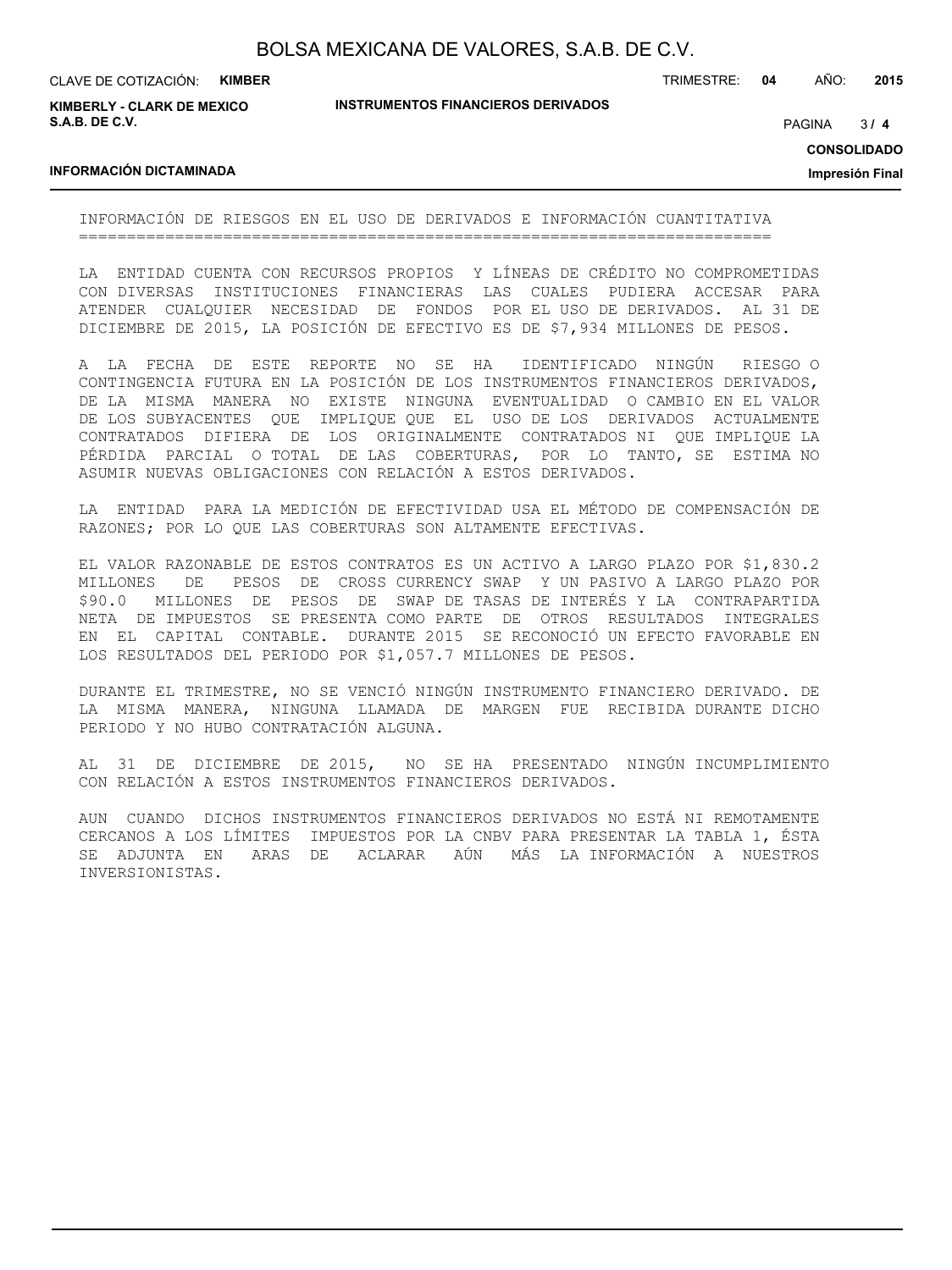## INFORMACIÓN DE RIESGOS EN EL USO DE DERIVADOS E INFORMACIÓN CUANTITATIVA

LA ENTIDAD CUENTA CON RECURSOS PROPIOS Y LÍNEAS DE CRÉDITO NO COMPROMETIDAS CON DIVERSAS INSTITUCIONES FINANCIERAS LAS CUALES PUDIERA ACCESAR PARA ATENDER CUALQUIER NECESIDAD DE FONDOS POR EL USO DE DERIVADOS. AL 31 DE DICIEMBRE DE 2015, LA POSICIÓN DE EFECTIVO ES DE $7,934 MILLONES DE PESOS.

A LA FECHA DE ESTE REPORTE NO SE HA IDENTIFICADO NINGÚN RIESGO O CONTINGENCIA FUTURA EN LA POSICIÓN DE LOS INSTRUMENTOS FINANCIEROS DERIVADOS, DE LA MISMA MANERA NO EXISTE NINGUNA EVENTUALIDAD O CAMBIO EN EL VALOR DE LOS SUBYACENTES QUE IMPLIQUE QUE EL USO DE LOS DERIVADOS ACTUALMENTE CONTRATADOS DIFIERA DE LOS ORIGINALMENTE CONTRATADOS NI QUE IMPLIQUE LA PÉRDIDA PARCIAL O TOTAL DE LAS COBERTURAS, POR LO TANTO, SE ESTIMA NO ASUMIR NUEVAS OBLIGACIONES CON RELACIÓN A ESTOS DERIVADOS.

LA ENTIDAD PARA LA MEDICIÓN DE EFECTIVIDAD USA EL MÉTODO DE COMPENSACIÓN DE RAZONES; POR LO QUE LAS COBERTURAS SON ALTAMENTE EFECTIVAS.

EL VALOR RAZONABLE DE ESTOS CONTRATOS ES UN ACTIVO A LARGO PLAZO POR $1,830.2 MILLONES DE PESOS DE CROSS CURRENCY SWAP Y UN PASIVO A LARGO PLAZO POR $90.0 MILLONES DE PESOS DE SWAP DE TASAS DE INTERÉS Y LA CONTRAPARTIDA NETA DE IMPUESTOS SE PRESENTA COMO PARTE DE OTROS RESULTADOS INTEGRALES EN EL CAPITAL CONTABLE. DURANTE 2015 SE RECONOCIÓ UN EFECTO FAVORABLE EN LOS RESULTADOS DEL PERIODO POR $1,057.7 MILLONES DE PESOS.

DURANTE EL TRIMESTRE, NO SE VENCIÓ NINGÚN INSTRUMENTO FINANCIERO DERIVADO. DE LA MISMA MANERA, NINGUNA LLAMADA DE MARGEN FUE RECIBIDA DURANTE DICHO PERIODO Y NO HUBO CONTRATACIÓN ALGUNA.

AL 31 DE DICIEMBRE DE 2015, NO SE HA PRESENTADO NINGÚN INCUMPLIMIENTO CON RELACIÓN A ESTOS INSTRUMENTOS FINANCIEROS DERIVADOS.

AUN CUANDO DICHOS INSTRUMENTOS FINANCIEROS DERIVADOS NO ESTÁ NI REMOTAMENTE CERCANOS A LOS LÍMITES IMPUESTOS POR LA CNBV PARA PRESENTAR LA TABLA 1, ÉSTA SE ADJUNTA EN ARAS DE ACLARAR AÚN MÁS LA INFORMACIÓN A NUESTROS INVERSIONISTAS.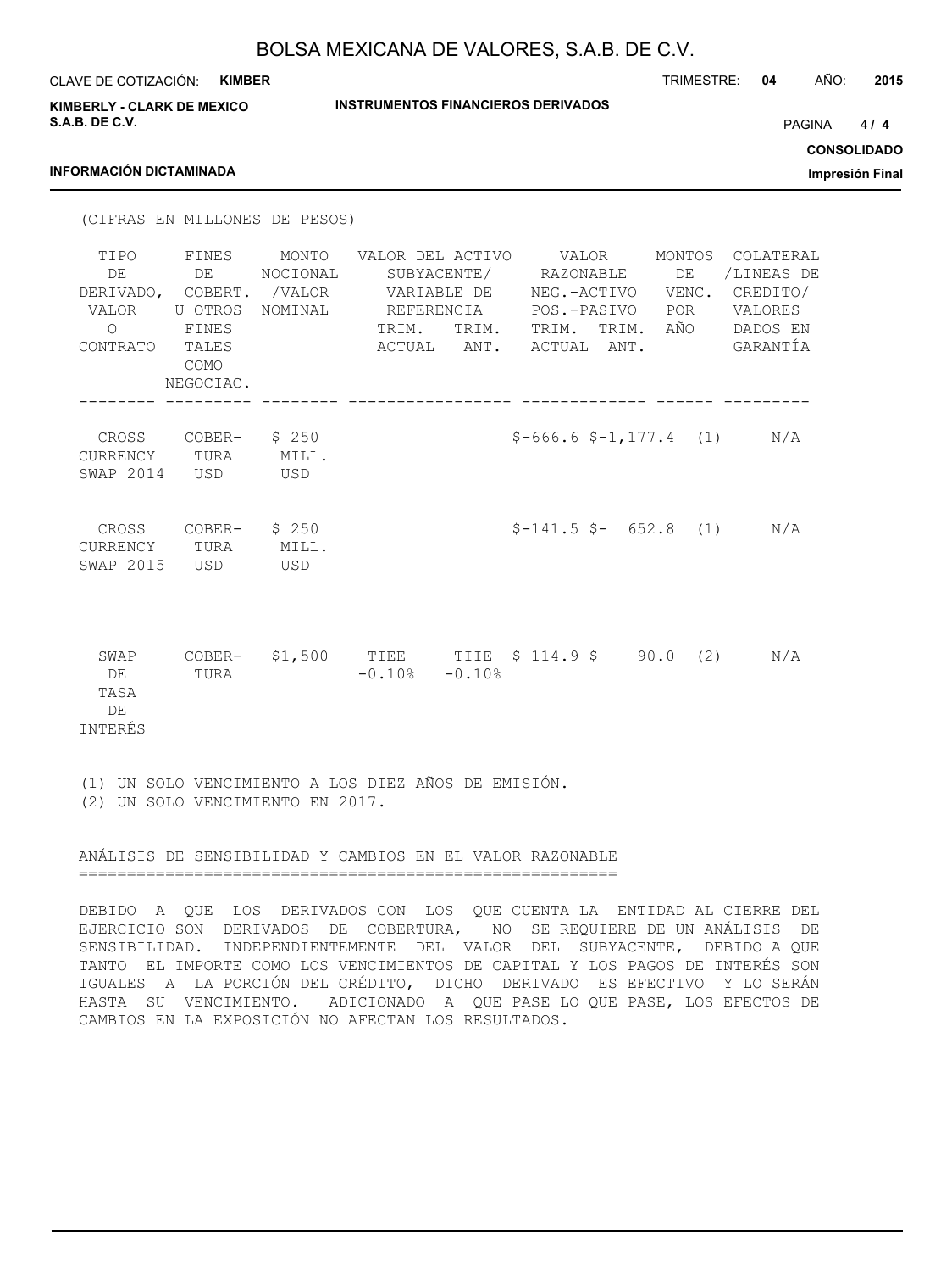(CIFRAS EN MILLONES DE PESOS)

| TIPO DE DERIVADO, VALOR O CONTRATO | FINES DE COBERT. U OTROS FINES TALES COMO NEGOCIAC. | MONTO NOCIONAL /VALOR NOMINAL | VALOR DEL ACTIVO SUBYACENTE/ VARIABLE DE REFERENCIA | | VALOR RAZONABLE NEG.-ACTIVO POS.-PASIVO | | MONTOS DE VENC. POR AÑO | COLATERAL /LINEAS DE CREDITO/ VALORES DADOS EN GARANTÍA |
|---|---|---|---|---|---|---|---|---|
| | | | TRIM. ACTUAL | TRIM. ANT. | TRIM. ACTUAL | TRIM. ANT. | | |
| CROSS CURRENCY SWAP 2014 | COBER- TURA USD | $ 250 MILL. USD | | | $-666.6 | $-1,177.4 | (1) | N/A |
| CROSS CURRENCY SWAP 2015 | COBER- TURA USD | $ 250 MILL. USD | | | $-141.5 | $- 652.8 | (1) | N/A |
| SWAP DE TASA DE INTERÉS | COBER- TURA | $1,500 | TIEE -0.10% | TIIE -0.10% | $ 114.9 | $ 90.0 | (2) | N/A |

(1) UN SOLO VENCIMIENTO A LOS DIEZ AÑOS DE EMISIÓN.
(2) UN SOLO VENCIMIENTO EN 2017.

## ANÁLISIS DE SENSIBILIDAD Y CAMBIOS EN EL VALOR RAZONABLE

DEBIDO A QUE LOS DERIVADOS CON LOS QUE CUENTA LA ENTIDAD AL CIERRE DEL EJERCICIO SON DERIVADOS DE COBERTURA, NO SE REQUIERE DE UN ANÁLISIS DE SENSIBILIDAD. INDEPENDIENTEMENTE DEL VALOR DEL SUBYACENTE, DEBIDO A QUE TANTO EL IMPORTE COMO LOS VENCIMIENTOS DE CAPITAL Y LOS PAGOS DE INTERÉS SON IGUALES A LA PORCIÓN DEL CRÉDITO, DICHO DERIVADO ES EFECTIVO Y LO SERÁN HASTA SU VENCIMIENTO. ADICIONADO A QUE PASE LO QUE PASE, LOS EFECTOS DE CAMBIOS EN LA EXPOSICIÓN NO AFECTAN LOS RESULTADOS.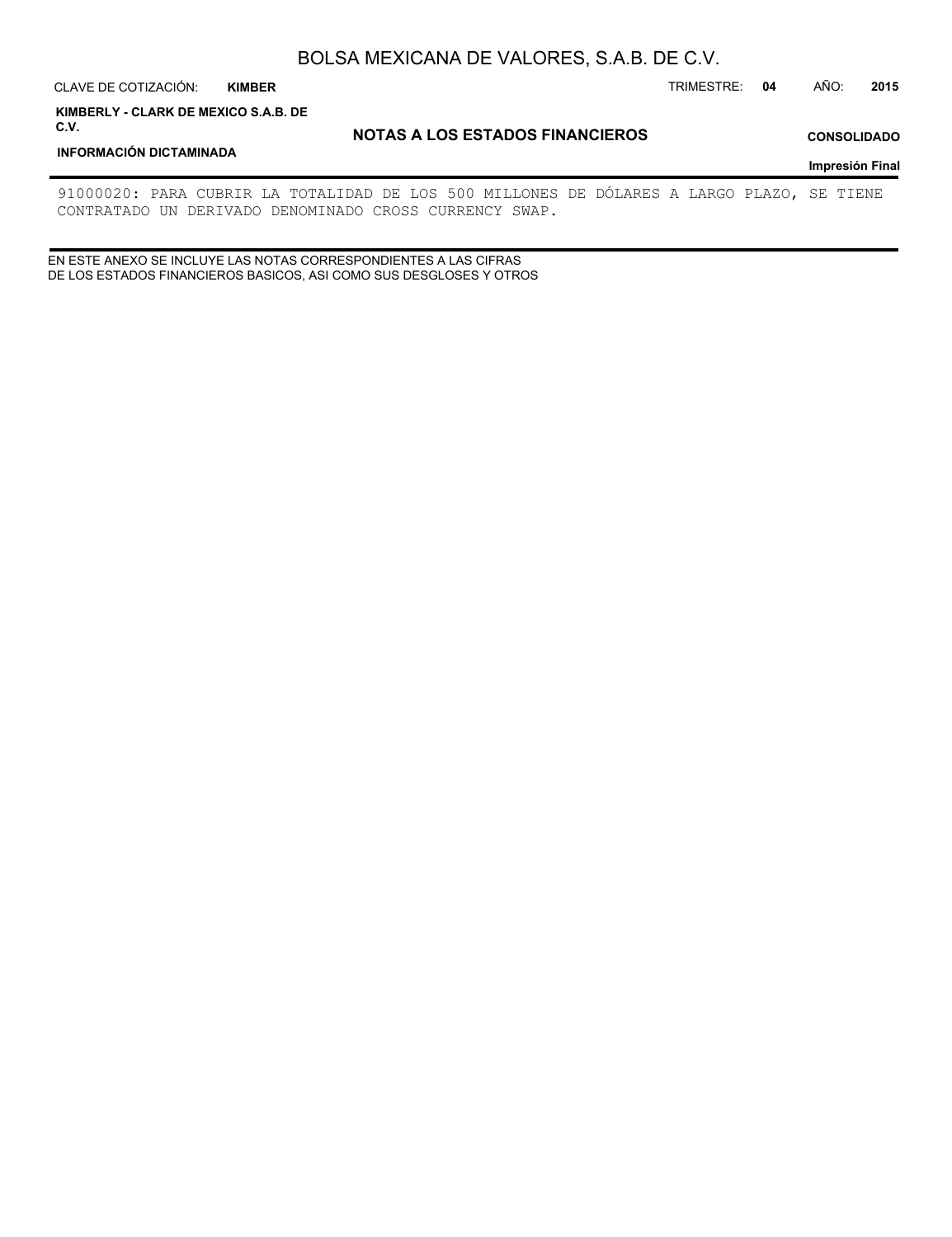91000020: PARA CUBRIR LA TOTALIDAD DE LOS 500 MILLONES DE DÓLARES A LARGO PLAZO, SE TIENE CONTRATADO UN DERIVADO DENOMINADO CROSS CURRENCY SWAP.